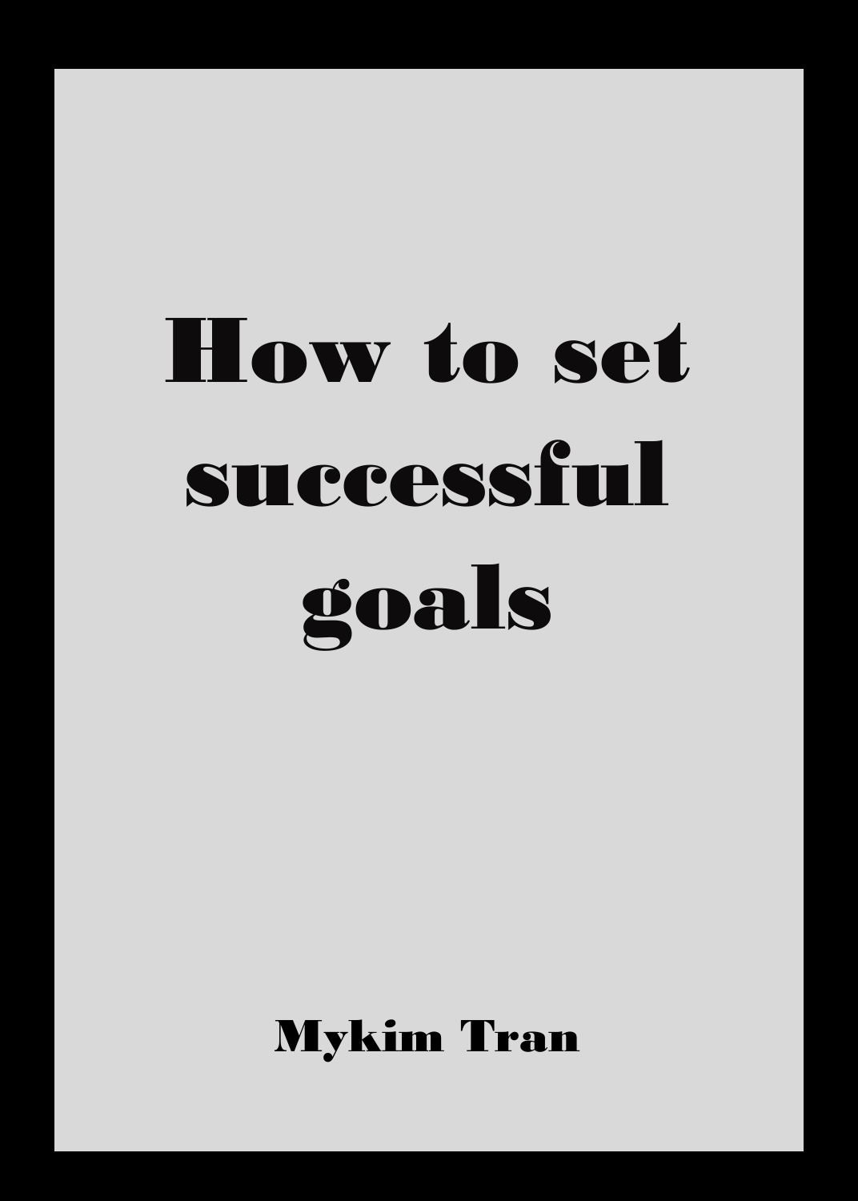# How to set successful goals

**Mykim Tran**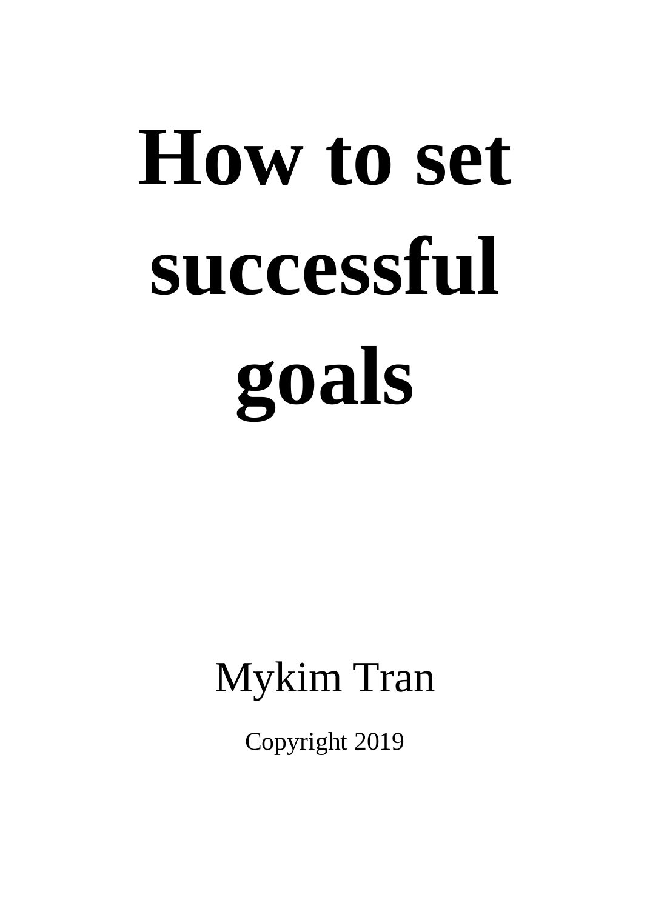# How to set successful goals

Mykim Tran

Copyright 2019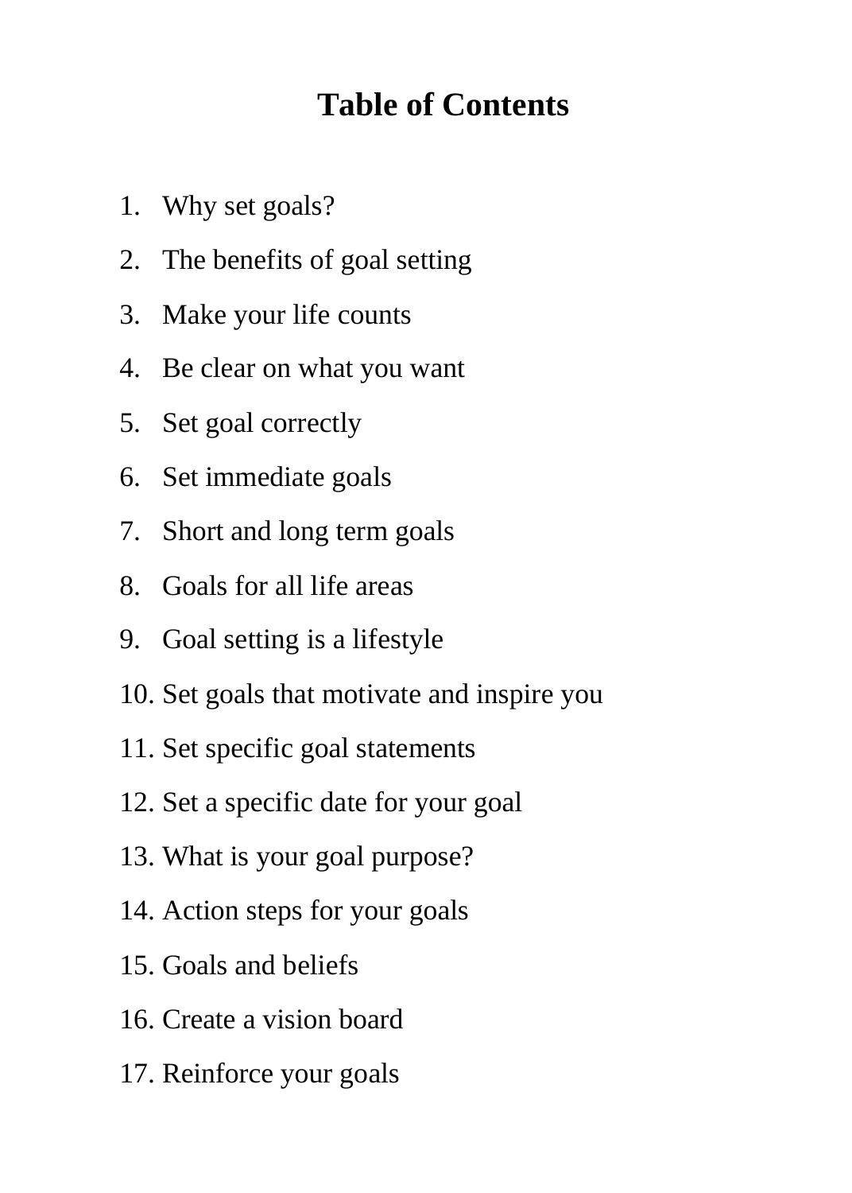# Table of Contents

1. Why set goals?
2. The benefits of goal setting
3. Make your life counts
4. Be clear on what you want
5. Set goal correctly
6. Set immediate goals
7. Short and long term goals
8. Goals for all life areas
9. Goal setting is a lifestyle
10. Set goals that motivate and inspire you
11. Set specific goal statements
12. Set a specific date for your goal
13. What is your goal purpose?
14. Action steps for your goals
15. Goals and beliefs
16. Create a vision board
17. Reinforce your goals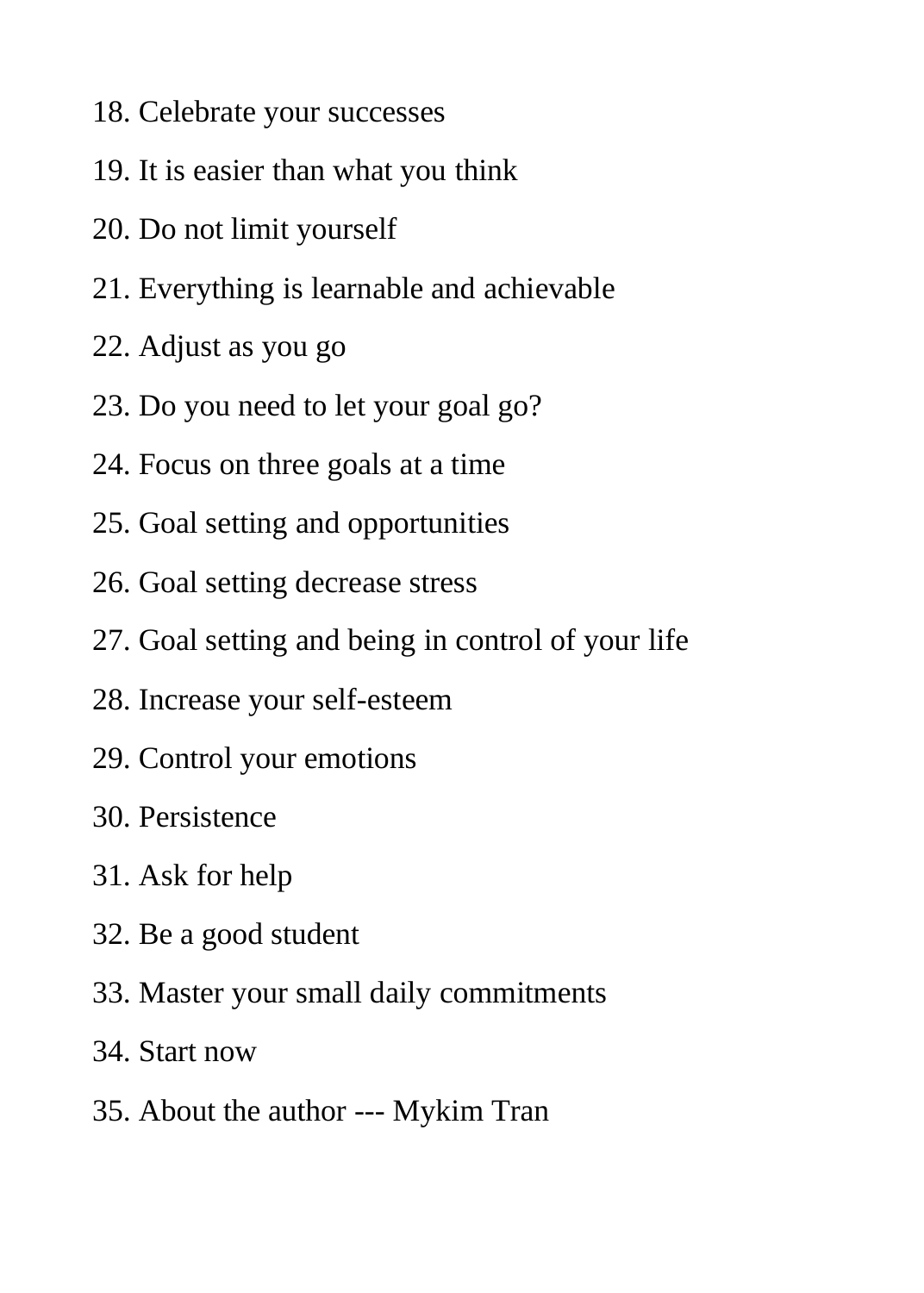18. Celebrate your successes
19. It is easier than what you think
20. Do not limit yourself
21. Everything is learnable and achievable
22. Adjust as you go
23. Do you need to let your goal go?
24. Focus on three goals at a time
25. Goal setting and opportunities
26. Goal setting decrease stress
27. Goal setting and being in control of your life
28. Increase your self-esteem
29. Control your emotions
30. Persistence
31. Ask for help
32. Be a good student
33. Master your small daily commitments
34. Start now
35. About the author --- Mykim Tran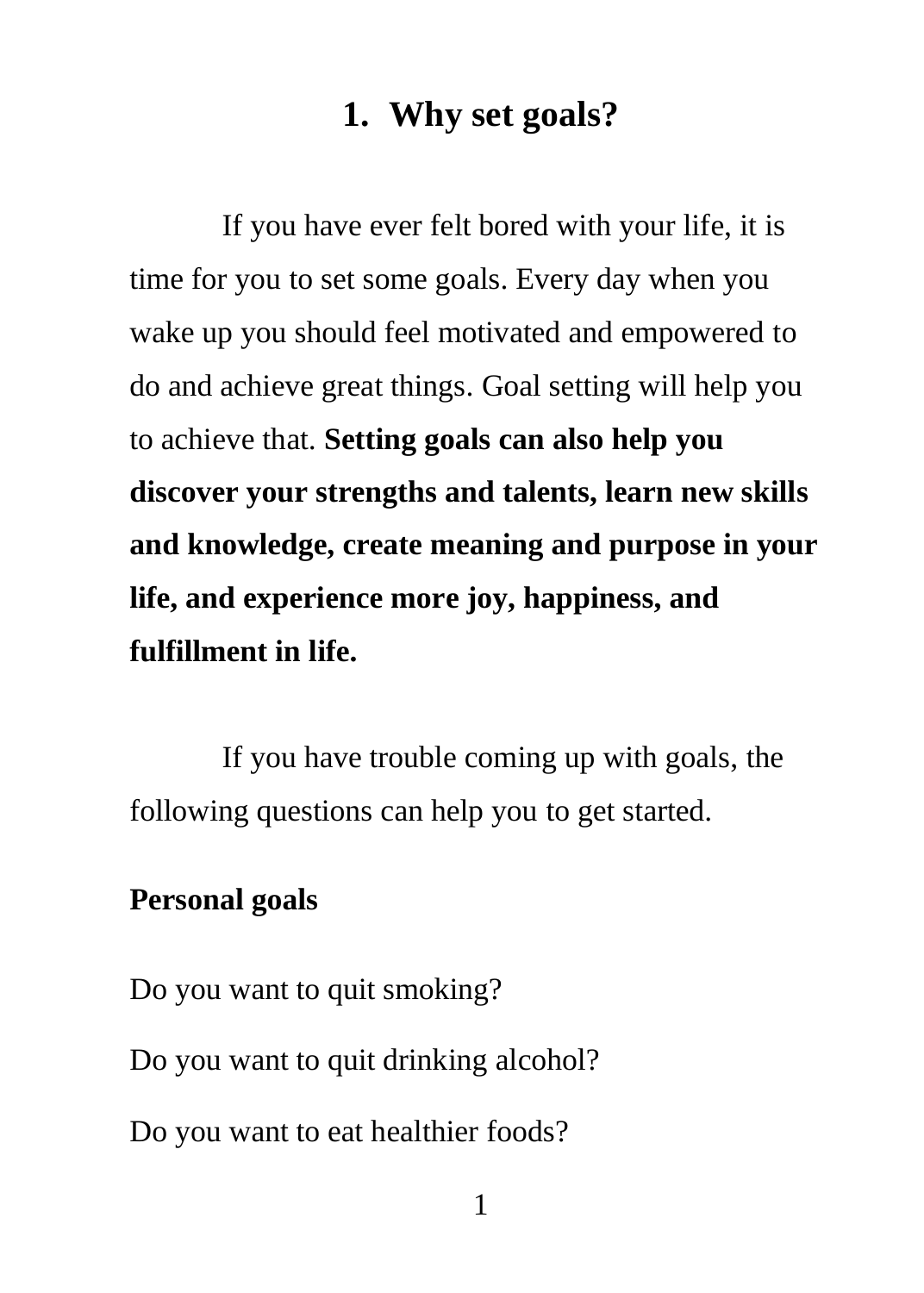# 1. Why set goals?

If you have ever felt bored with your life, it is time for you to set some goals. Every day when you wake up you should feel motivated and empowered to do and achieve great things. Goal setting will help you to achieve that. **Setting goals can also help you discover your strengths and talents, learn new skills and knowledge, create meaning and purpose in your life, and experience more joy, happiness, and fulfillment in life.**

If you have trouble coming up with goals, the following questions can help you to get started.

**Personal goals**

Do you want to quit smoking?

Do you want to quit drinking alcohol?

Do you want to eat healthier foods?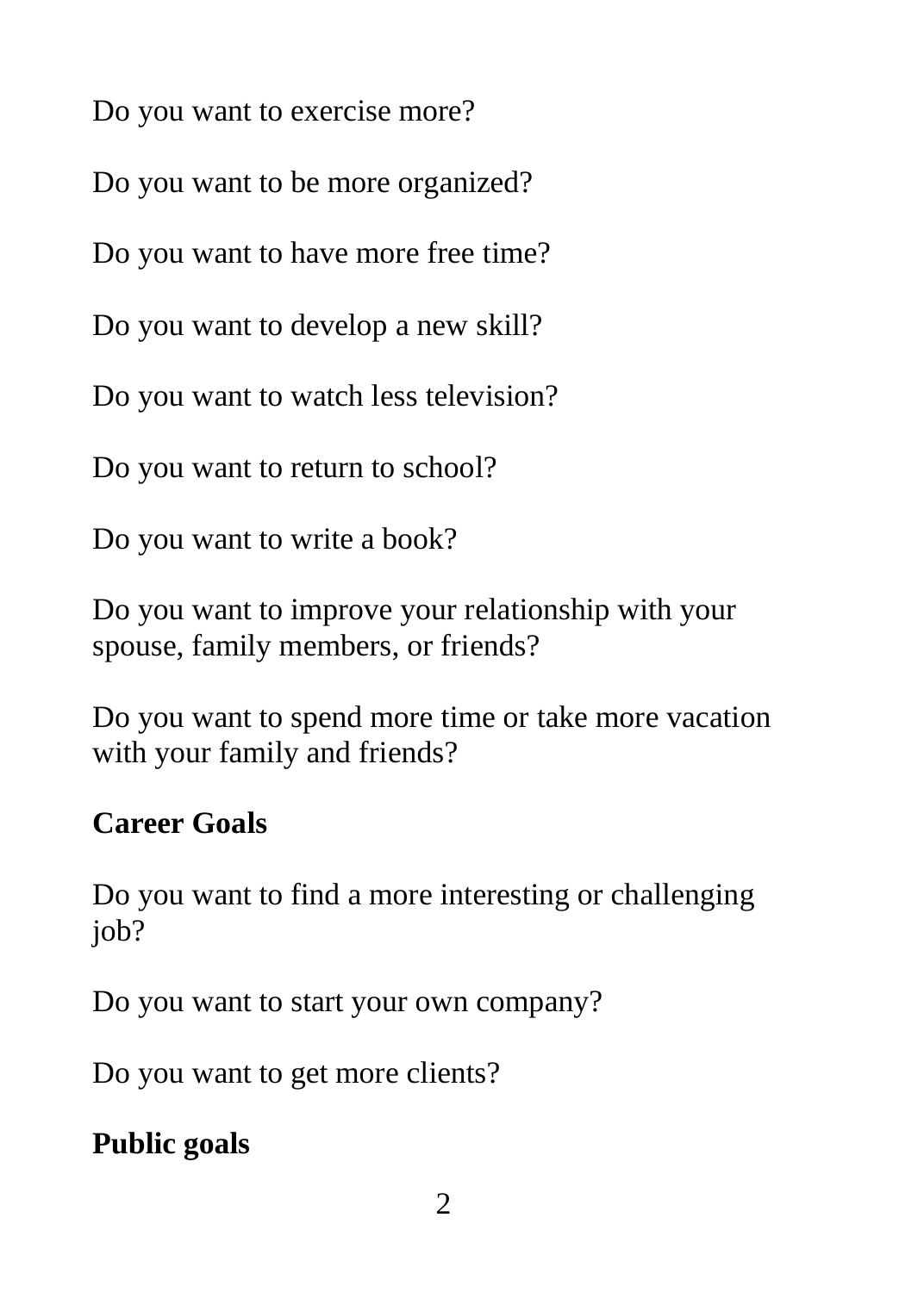Do you want to exercise more?

Do you want to be more organized?

Do you want to have more free time?

Do you want to develop a new skill?

Do you want to watch less television?

Do you want to return to school?

Do you want to write a book?

Do you want to improve your relationship with your spouse, family members, or friends?

Do you want to spend more time or take more vacation with your family and friends?

**Career Goals**

Do you want to find a more interesting or challenging job?

Do you want to start your own company?

Do you want to get more clients?

**Public goals**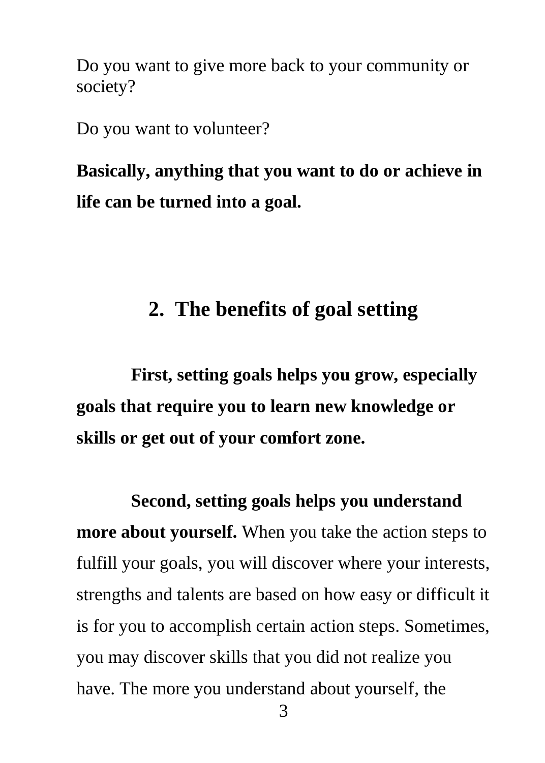Do you want to give more back to your community or society?

Do you want to volunteer?

**Basically, anything that you want to do or achieve in life can be turned into a goal.**

## 2. The benefits of goal setting

**First, setting goals helps you grow, especially goals that require you to learn new knowledge or skills or get out of your comfort zone.**

**Second, setting goals helps you understand more about yourself.** When you take the action steps to fulfill your goals, you will discover where your interests, strengths and talents are based on how easy or difficult it is for you to accomplish certain action steps. Sometimes, you may discover skills that you did not realize you have. The more you understand about yourself, the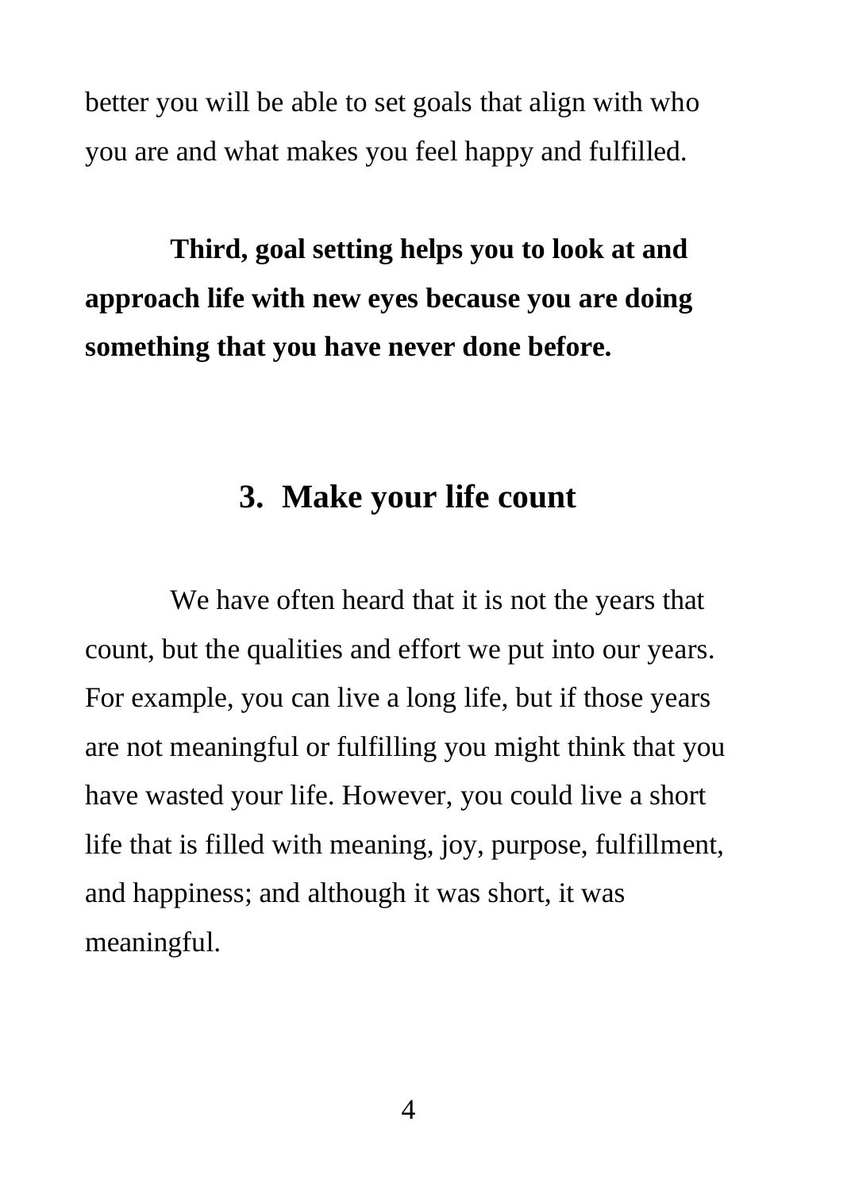better you will be able to set goals that align with who you are and what makes you feel happy and fulfilled.

**Third, goal setting helps you to look at and approach life with new eyes because you are doing something that you have never done before.**

## 3. Make your life count

We have often heard that it is not the years that count, but the qualities and effort we put into our years. For example, you can live a long life, but if those years are not meaningful or fulfilling you might think that you have wasted your life. However, you could live a short life that is filled with meaning, joy, purpose, fulfillment, and happiness; and although it was short, it was meaningful.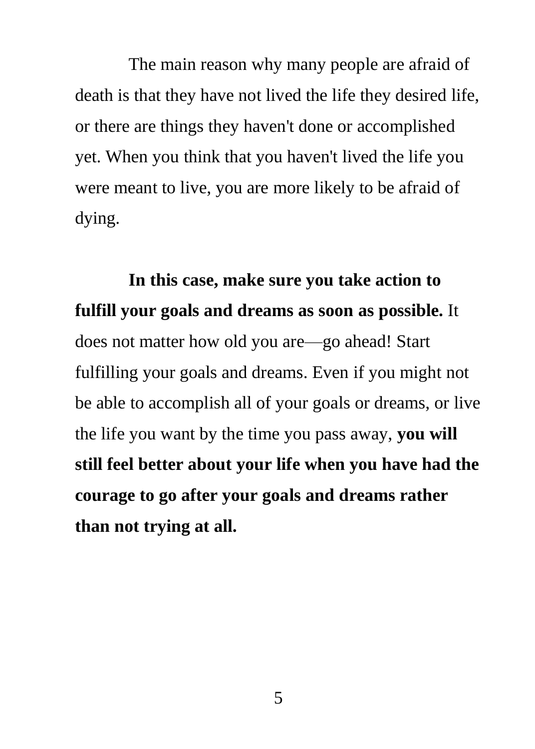The main reason why many people are afraid of death is that they have not lived the life they desired life, or there are things they haven't done or accomplished yet. When you think that you haven't lived the life you were meant to live, you are more likely to be afraid of dying.

**In this case, make sure you take action to fulfill your goals and dreams as soon as possible.** It does not matter how old you are—go ahead! Start fulfilling your goals and dreams. Even if you might not be able to accomplish all of your goals or dreams, or live the life you want by the time you pass away, **you will still feel better about your life when you have had the courage to go after your goals and dreams rather than not trying at all.**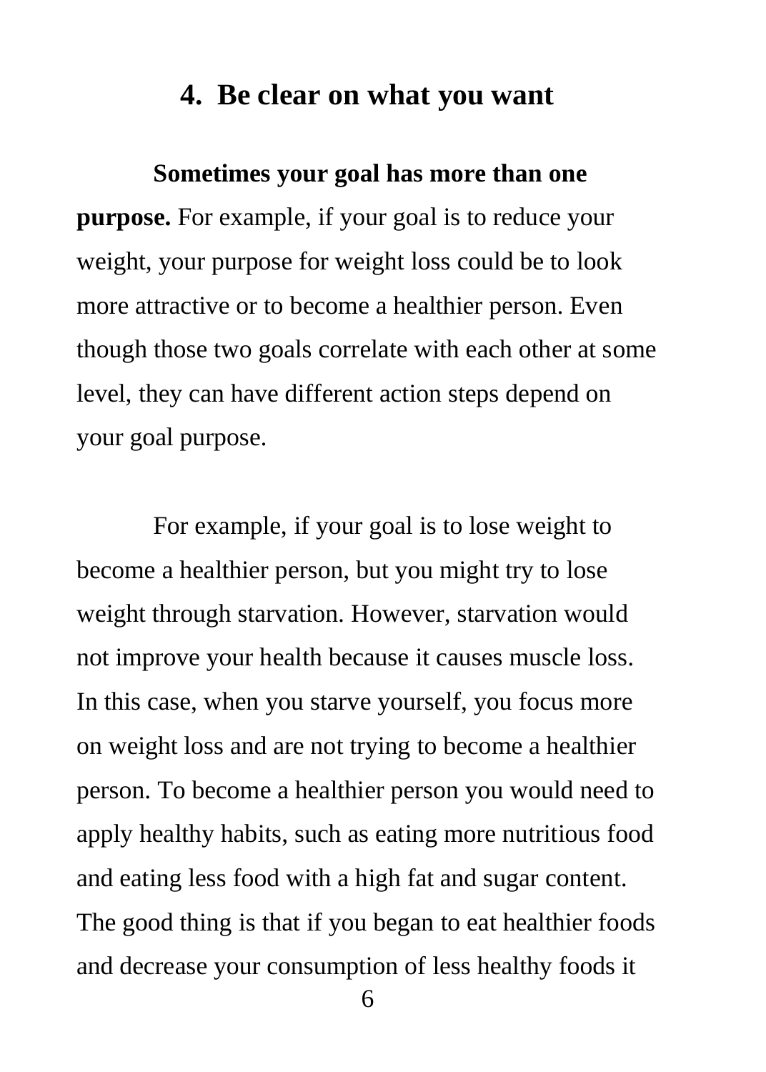## 4. Be clear on what you want

**Sometimes your goal has more than one purpose.** For example, if your goal is to reduce your weight, your purpose for weight loss could be to look more attractive or to become a healthier person. Even though those two goals correlate with each other at some level, they can have different action steps depend on your goal purpose.

For example, if your goal is to lose weight to become a healthier person, but you might try to lose weight through starvation. However, starvation would not improve your health because it causes muscle loss. In this case, when you starve yourself, you focus more on weight loss and are not trying to become a healthier person. To become a healthier person you would need to apply healthy habits, such as eating more nutritious food and eating less food with a high fat and sugar content. The good thing is that if you began to eat healthier foods and decrease your consumption of less healthy foods it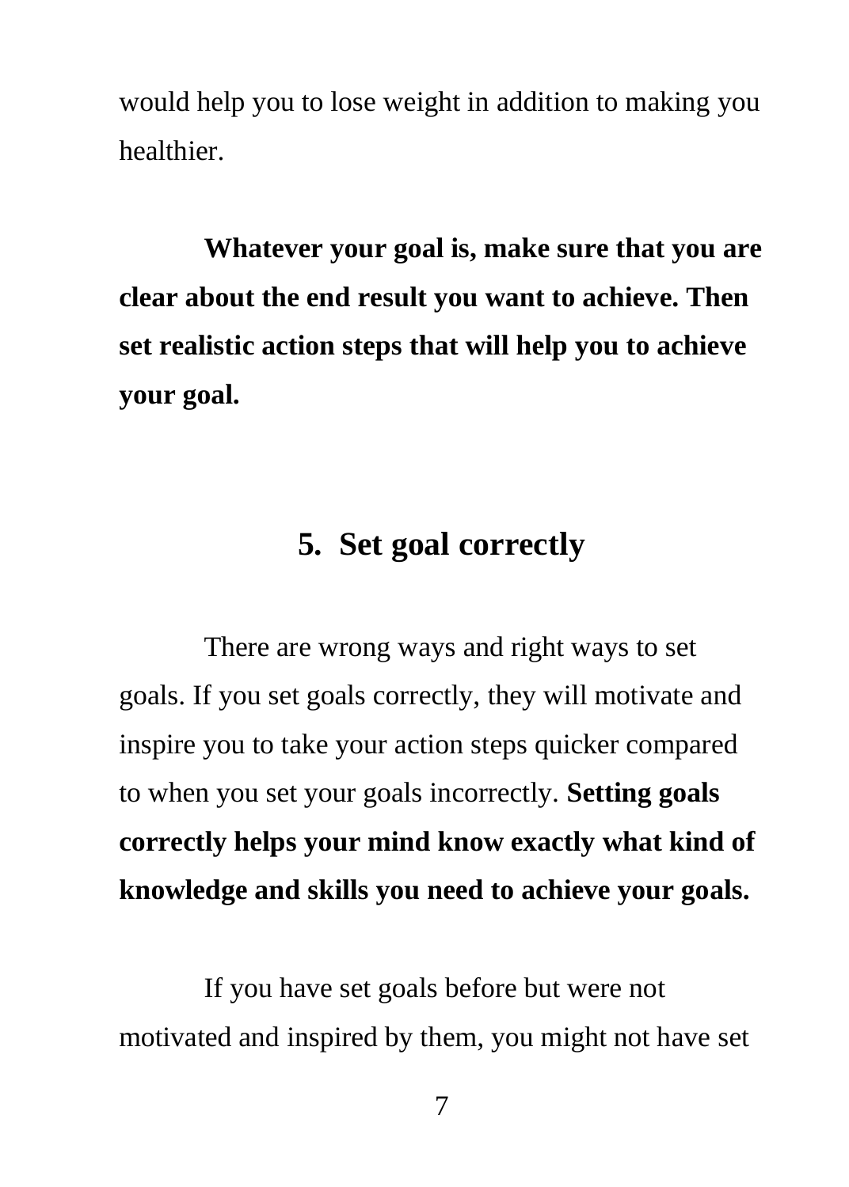would help you to lose weight in addition to making you healthier.

**Whatever your goal is, make sure that you are clear about the end result you want to achieve. Then set realistic action steps that will help you to achieve your goal.**

## 5. Set goal correctly

There are wrong ways and right ways to set goals. If you set goals correctly, they will motivate and inspire you to take your action steps quicker compared to when you set your goals incorrectly. **Setting goals correctly helps your mind know exactly what kind of knowledge and skills you need to achieve your goals.**

If you have set goals before but were not motivated and inspired by them, you might not have set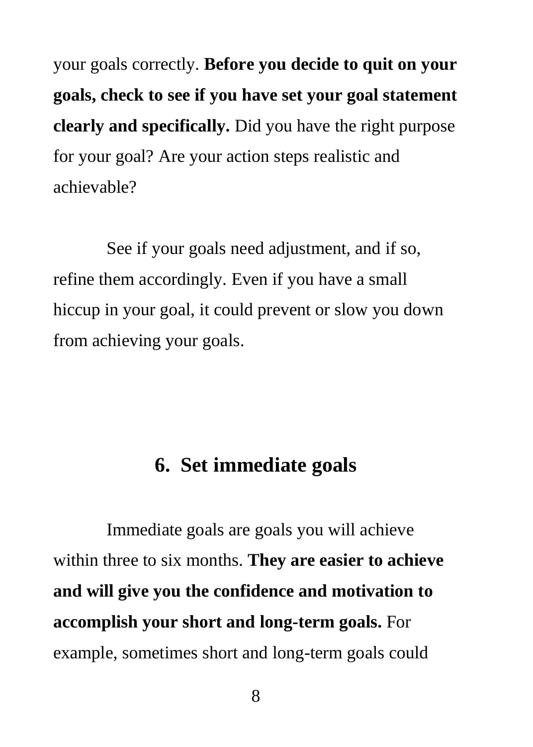your goals correctly. **Before you decide to quit on your goals, check to see if you have set your goal statement clearly and specifically.** Did you have the right purpose for your goal? Are your action steps realistic and achievable?

See if your goals need adjustment, and if so, refine them accordingly. Even if you have a small hiccup in your goal, it could prevent or slow you down from achieving your goals.

## 6. Set immediate goals

Immediate goals are goals you will achieve within three to six months. **They are easier to achieve and will give you the confidence and motivation to accomplish your short and long-term goals.** For example, sometimes short and long-term goals could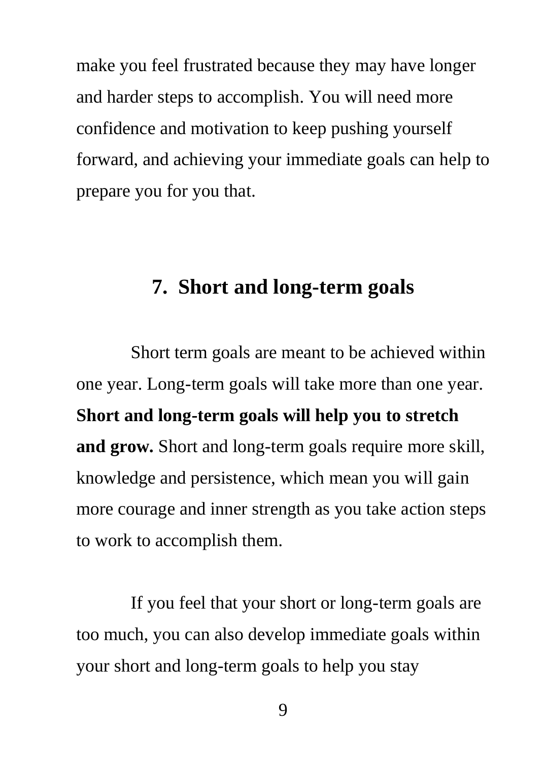make you feel frustrated because they may have longer and harder steps to accomplish. You will need more confidence and motivation to keep pushing yourself forward, and achieving your immediate goals can help to prepare you for you that.

## 7. Short and long-term goals

Short term goals are meant to be achieved within one year. Long-term goals will take more than one year. **Short and long-term goals will help you to stretch and grow.** Short and long-term goals require more skill, knowledge and persistence, which mean you will gain more courage and inner strength as you take action steps to work to accomplish them.

If you feel that your short or long-term goals are too much, you can also develop immediate goals within your short and long-term goals to help you stay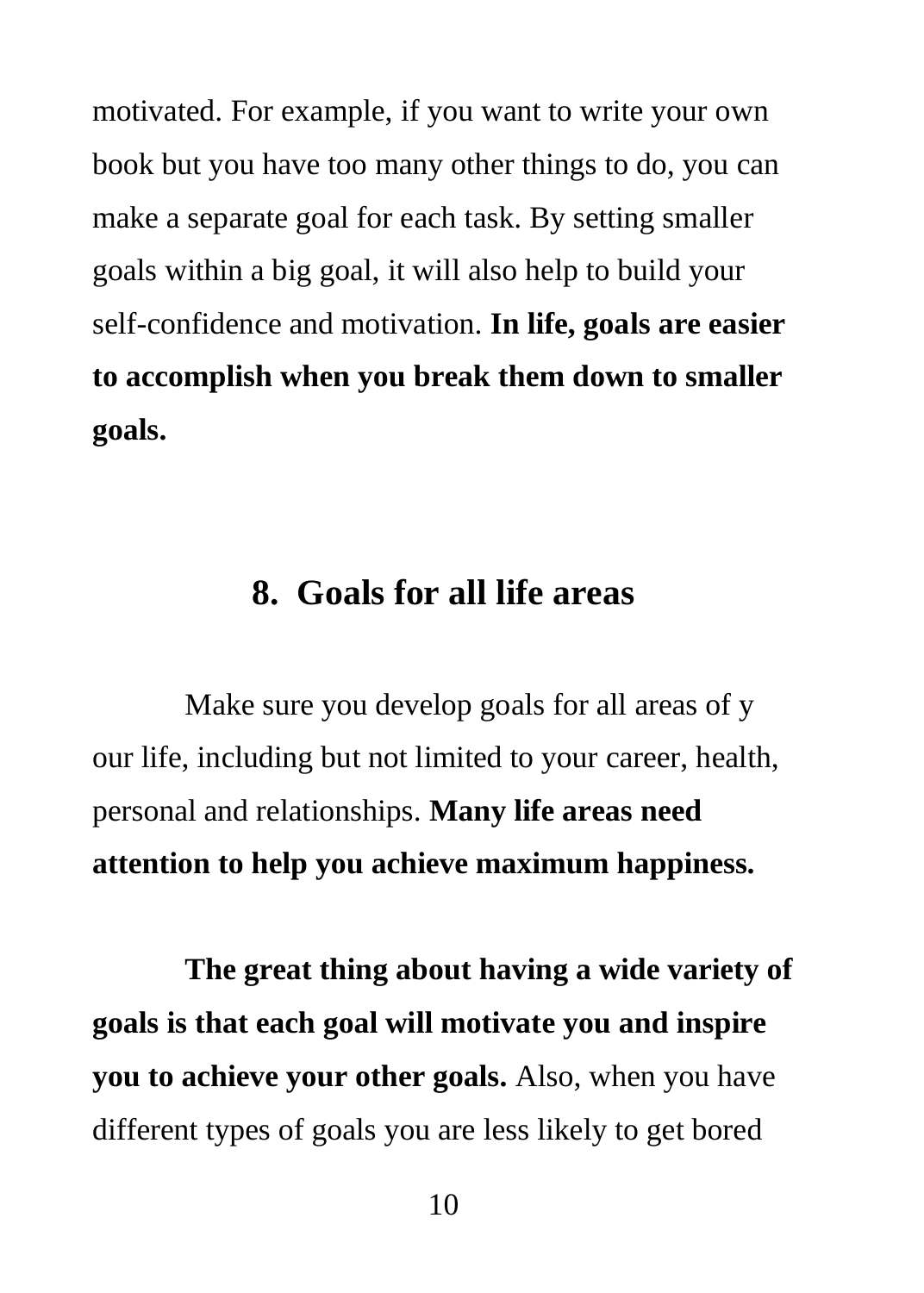motivated. For example, if you want to write your own book but you have too many other things to do, you can make a separate goal for each task. By setting smaller goals within a big goal, it will also help to build your self-confidence and motivation. **In life, goals are easier to accomplish when you break them down to smaller goals.**

## 8. Goals for all life areas

Make sure you develop goals for all areas of y our life, including but not limited to your career, health, personal and relationships. **Many life areas need attention to help you achieve maximum happiness.**

**The great thing about having a wide variety of goals is that each goal will motivate you and inspire you to achieve your other goals.** Also, when you have different types of goals you are less likely to get bored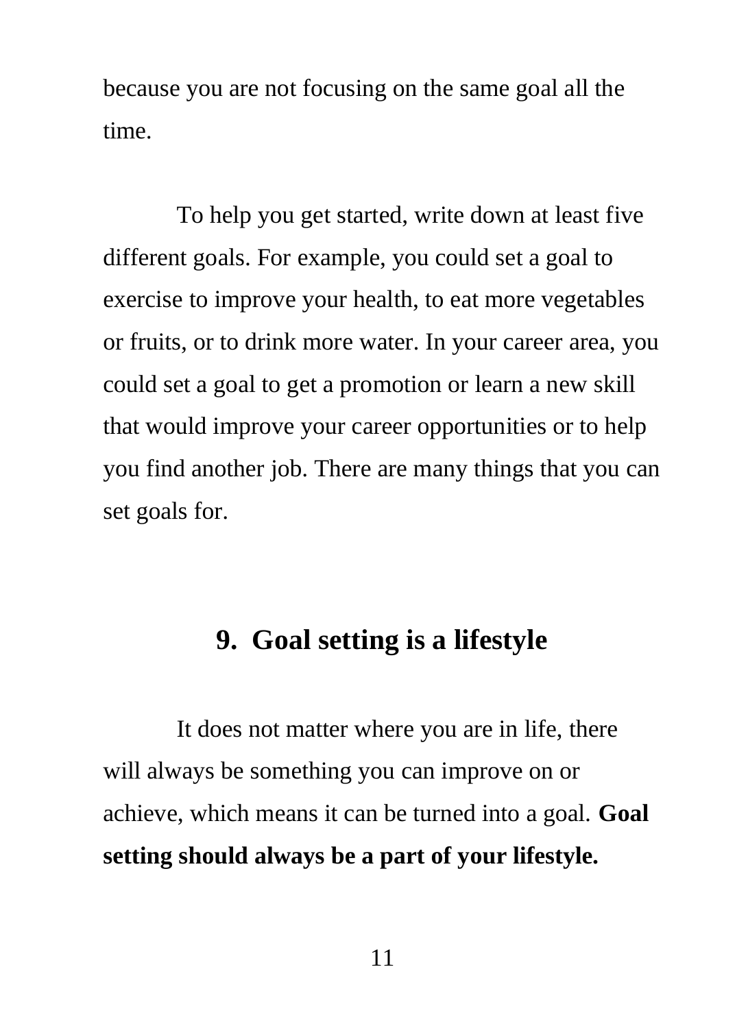because you are not focusing on the same goal all the time.

To help you get started, write down at least five different goals. For example, you could set a goal to exercise to improve your health, to eat more vegetables or fruits, or to drink more water. In your career area, you could set a goal to get a promotion or learn a new skill that would improve your career opportunities or to help you find another job. There are many things that you can set goals for.

## 9. Goal setting is a lifestyle

It does not matter where you are in life, there will always be something you can improve on or achieve, which means it can be turned into a goal. **Goal setting should always be a part of your lifestyle.**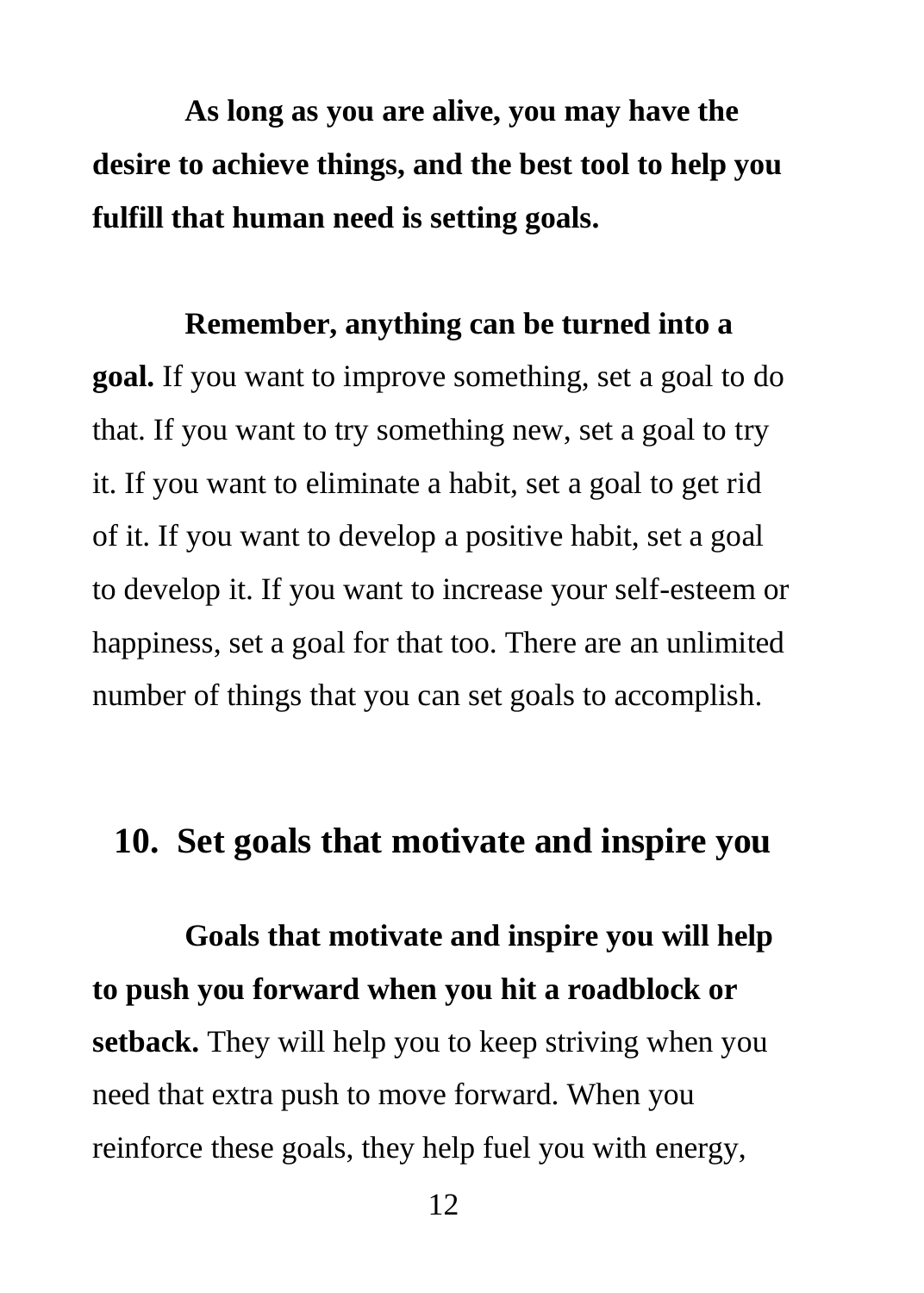**As long as you are alive, you may have the desire to achieve things, and the best tool to help you fulfill that human need is setting goals.**

**Remember, anything can be turned into a goal.** If you want to improve something, set a goal to do that. If you want to try something new, set a goal to try it. If you want to eliminate a habit, set a goal to get rid of it. If you want to develop a positive habit, set a goal to develop it. If you want to increase your self-esteem or happiness, set a goal for that too. There are an unlimited number of things that you can set goals to accomplish.

## 10. Set goals that motivate and inspire you

**Goals that motivate and inspire you will help to push you forward when you hit a roadblock or setback.** They will help you to keep striving when you need that extra push to move forward. When you reinforce these goals, they help fuel you with energy,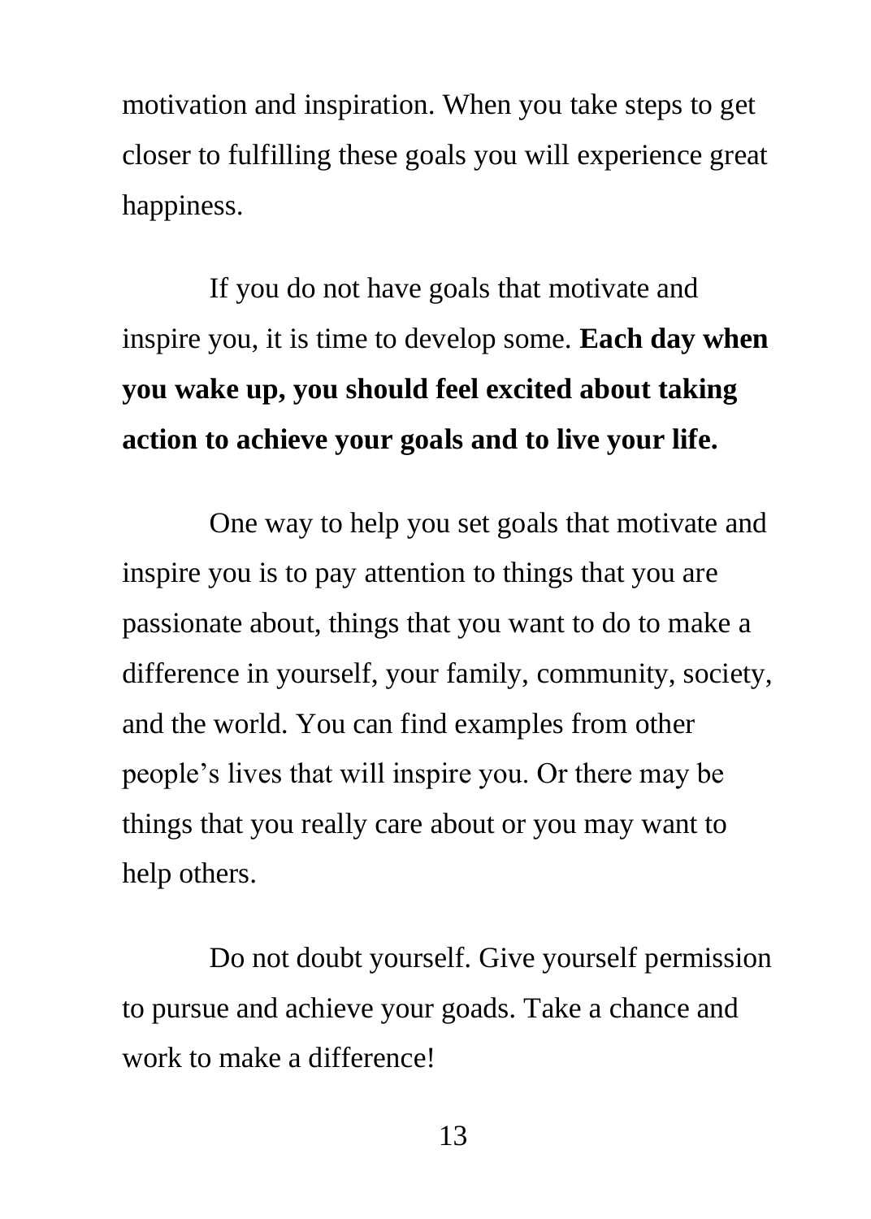motivation and inspiration. When you take steps to get closer to fulfilling these goals you will experience great happiness.

If you do not have goals that motivate and inspire you, it is time to develop some. **Each day when you wake up, you should feel excited about taking action to achieve your goals and to live your life.**

One way to help you set goals that motivate and inspire you is to pay attention to things that you are passionate about, things that you want to do to make a difference in yourself, your family, community, society, and the world. You can find examples from other people's lives that will inspire you. Or there may be things that you really care about or you may want to help others.

Do not doubt yourself. Give yourself permission to pursue and achieve your goads. Take a chance and work to make a difference!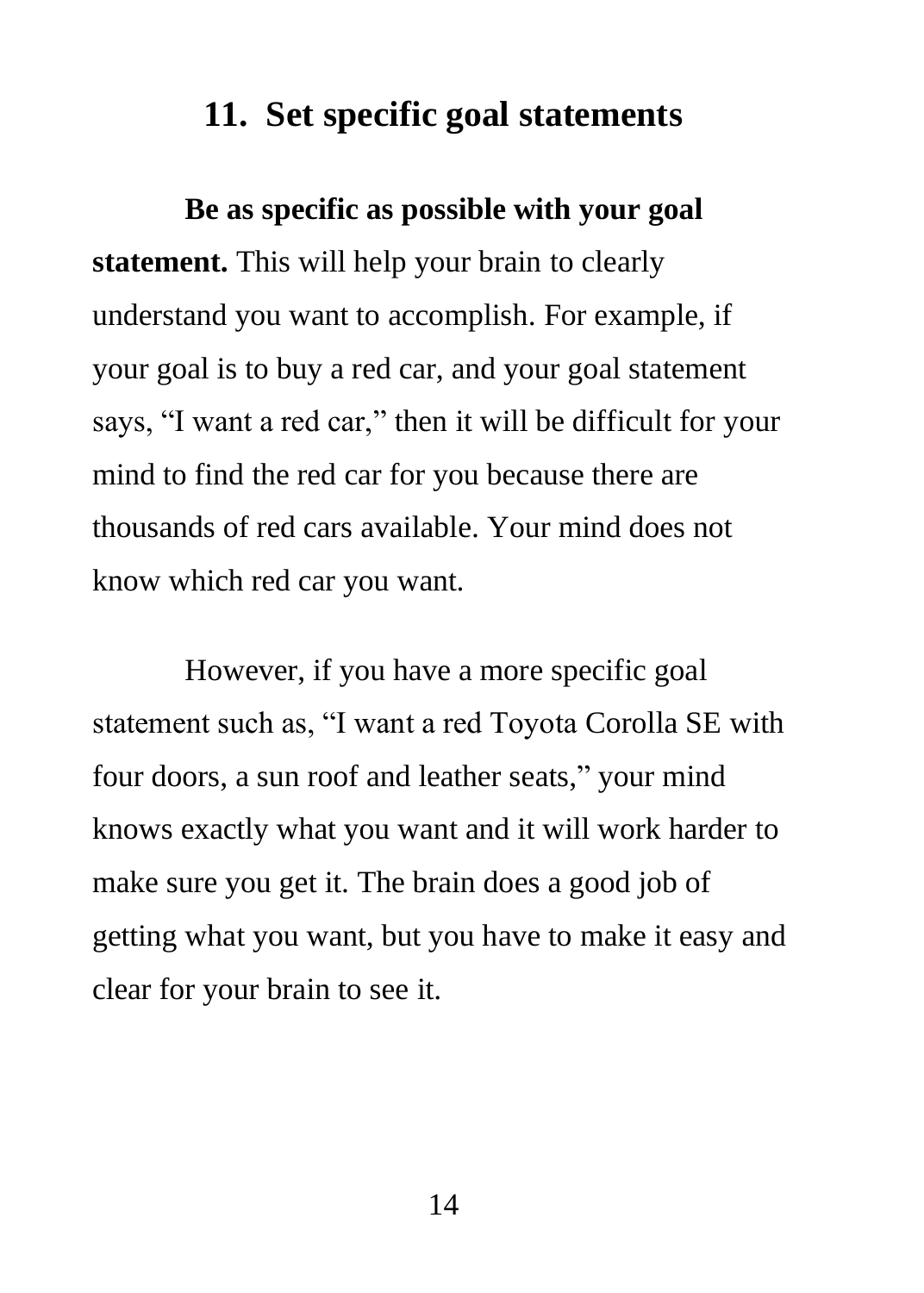## 11. Set specific goal statements

**Be as specific as possible with your goal statement.** This will help your brain to clearly understand you want to accomplish. For example, if your goal is to buy a red car, and your goal statement says, "I want a red car," then it will be difficult for your mind to find the red car for you because there are thousands of red cars available. Your mind does not know which red car you want.

However, if you have a more specific goal statement such as, "I want a red Toyota Corolla SE with four doors, a sun roof and leather seats," your mind knows exactly what you want and it will work harder to make sure you get it. The brain does a good job of getting what you want, but you have to make it easy and clear for your brain to see it.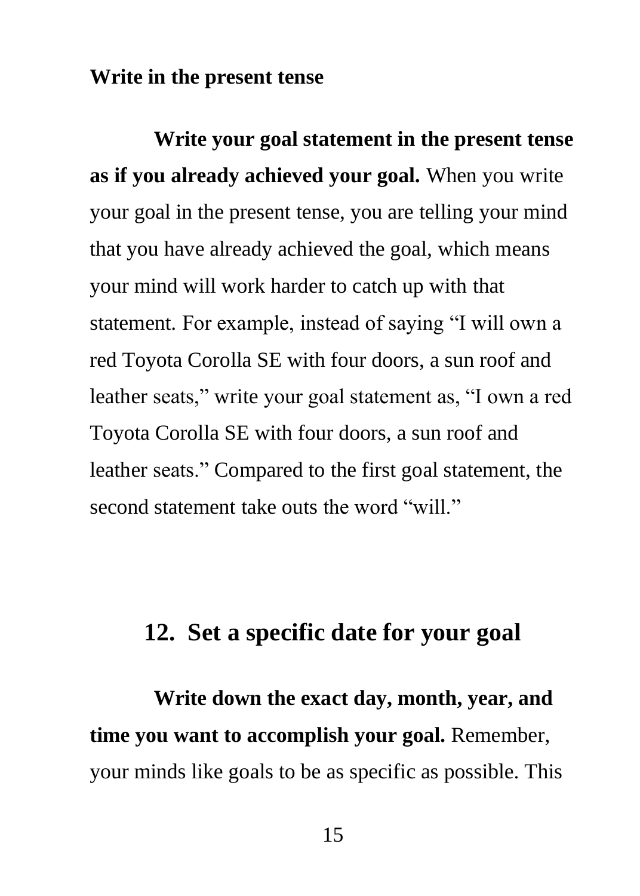**Write in the present tense**

**Write your goal statement in the present tense as if you already achieved your goal.** When you write your goal in the present tense, you are telling your mind that you have already achieved the goal, which means your mind will work harder to catch up with that statement. For example, instead of saying "I will own a red Toyota Corolla SE with four doors, a sun roof and leather seats," write your goal statement as, "I own a red Toyota Corolla SE with four doors, a sun roof and leather seats." Compared to the first goal statement, the second statement take outs the word "will."

## 12. Set a specific date for your goal

**Write down the exact day, month, year, and time you want to accomplish your goal.** Remember, your minds like goals to be as specific as possible. This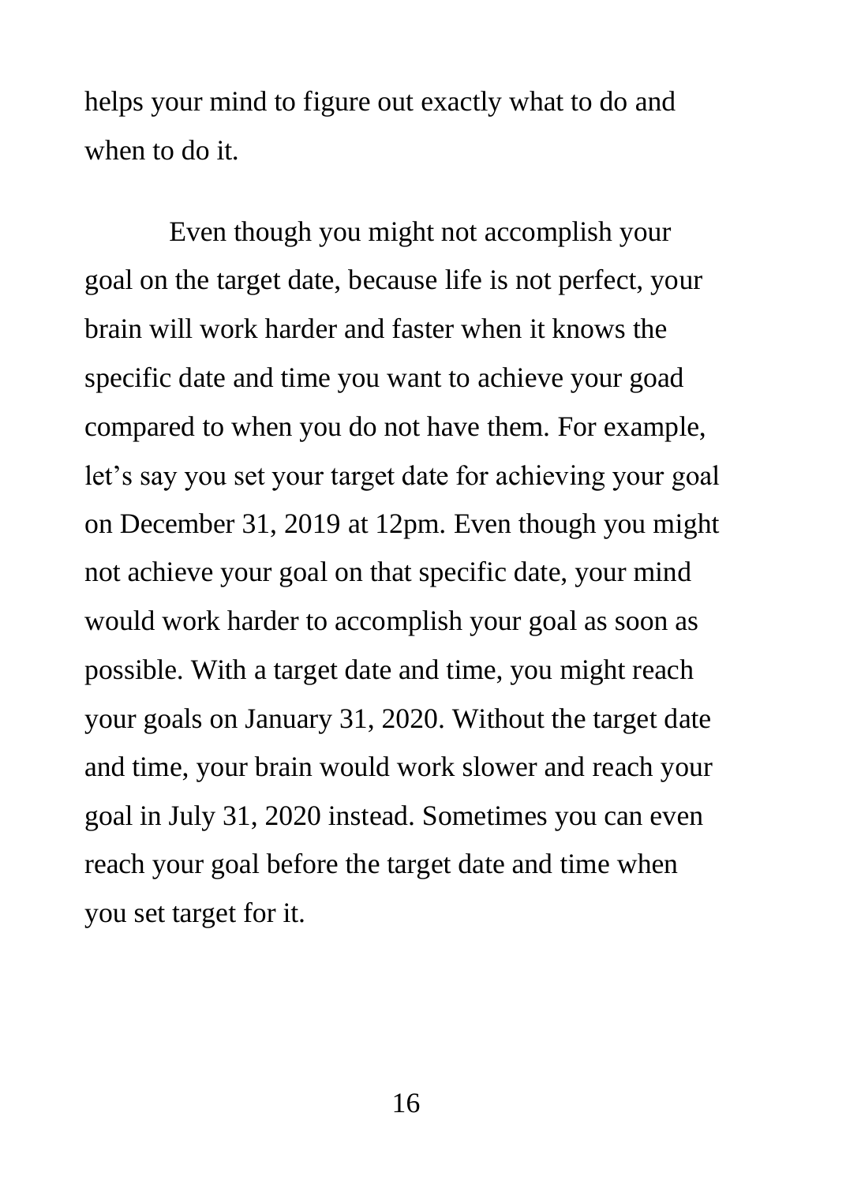helps your mind to figure out exactly what to do and when to do it.

Even though you might not accomplish your goal on the target date, because life is not perfect, your brain will work harder and faster when it knows the specific date and time you want to achieve your goad compared to when you do not have them. For example, let's say you set your target date for achieving your goal on December 31, 2019 at 12pm. Even though you might not achieve your goal on that specific date, your mind would work harder to accomplish your goal as soon as possible. With a target date and time, you might reach your goals on January 31, 2020. Without the target date and time, your brain would work slower and reach your goal in July 31, 2020 instead. Sometimes you can even reach your goal before the target date and time when you set target for it.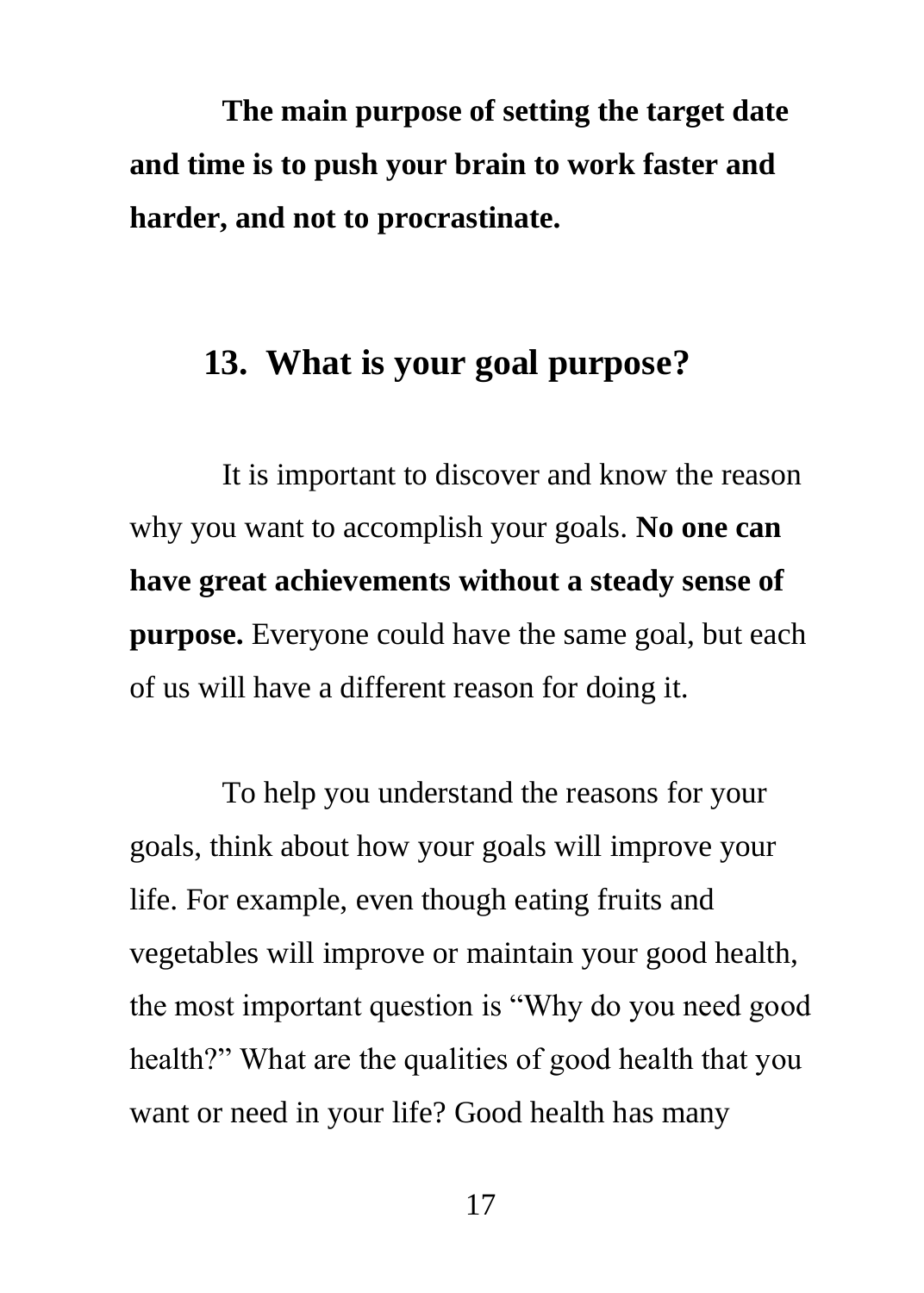**The main purpose of setting the target date and time is to push your brain to work faster and harder, and not to procrastinate.**

## 13. What is your goal purpose?

It is important to discover and know the reason why you want to accomplish your goals. **No one can have great achievements without a steady sense of purpose.** Everyone could have the same goal, but each of us will have a different reason for doing it.

To help you understand the reasons for your goals, think about how your goals will improve your life. For example, even though eating fruits and vegetables will improve or maintain your good health, the most important question is "Why do you need good health?" What are the qualities of good health that you want or need in your life? Good health has many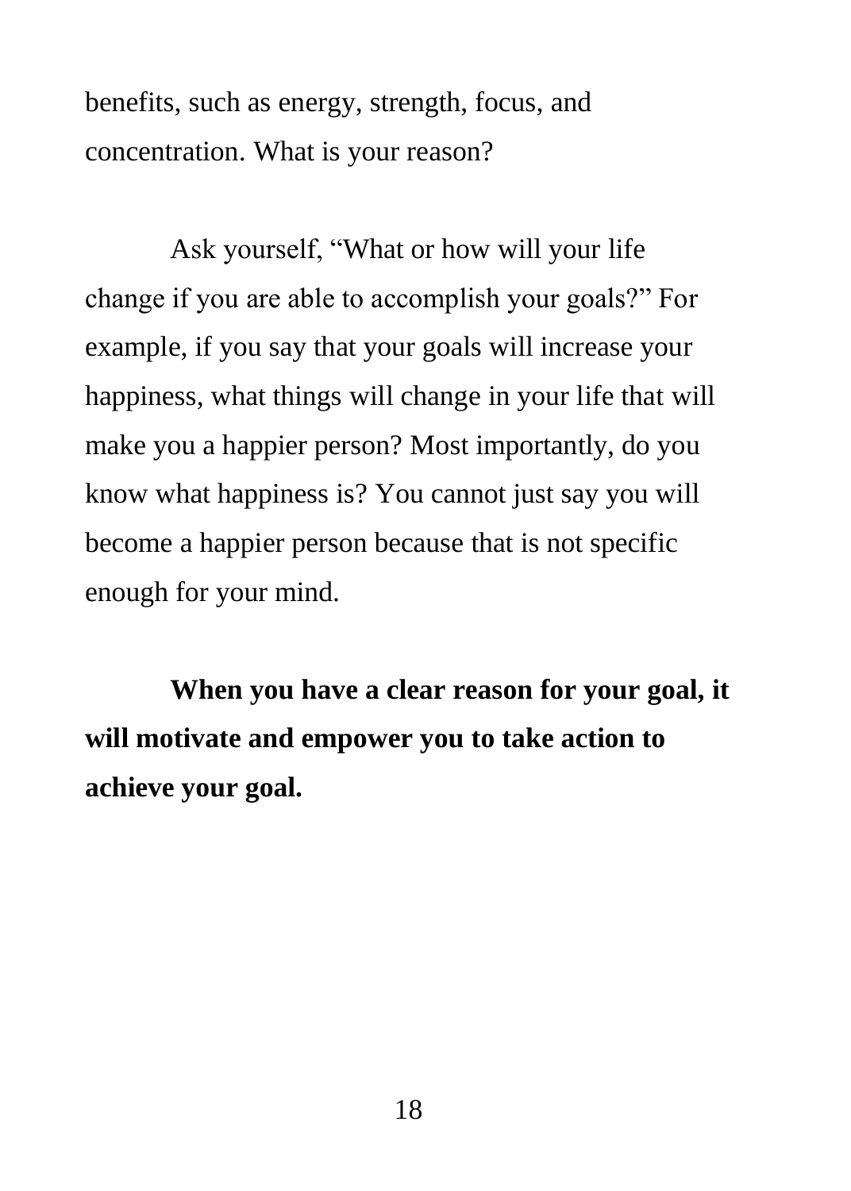benefits, such as energy, strength, focus, and concentration. What is your reason?

Ask yourself, “What or how will your life change if you are able to accomplish your goals?” For example, if you say that your goals will increase your happiness, what things will change in your life that will make you a happier person? Most importantly, do you know what happiness is? You cannot just say you will become a happier person because that is not specific enough for your mind.

**When you have a clear reason for your goal, it will motivate and empower you to take action to achieve your goal.**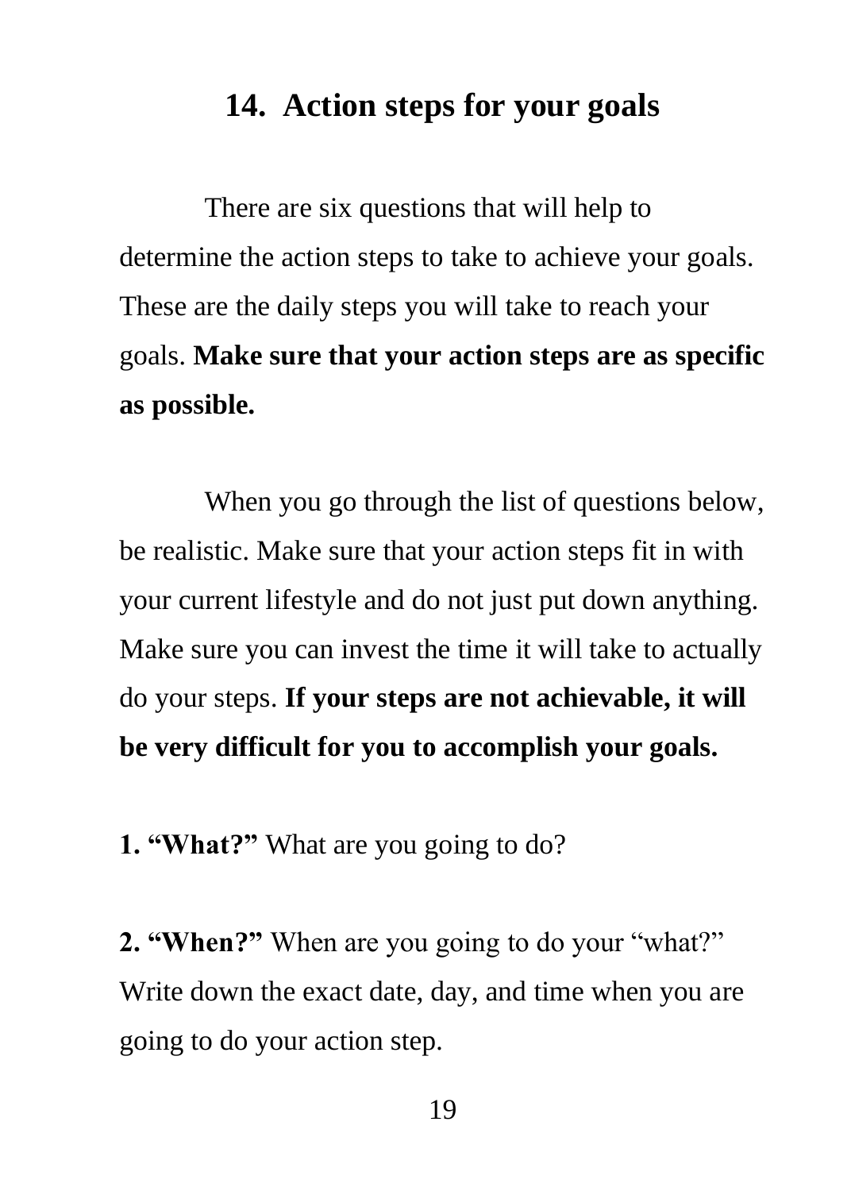## 14. Action steps for your goals

There are six questions that will help to determine the action steps to take to achieve your goals. These are the daily steps you will take to reach your goals. **Make sure that your action steps are as specific as possible.**

When you go through the list of questions below, be realistic. Make sure that your action steps fit in with your current lifestyle and do not just put down anything. Make sure you can invest the time it will take to actually do your steps. **If your steps are not achievable, it will be very difficult for you to accomplish your goals.**

**1. "What?"** What are you going to do?

**2. "When?"** When are you going to do your "what?" Write down the exact date, day, and time when you are going to do your action step.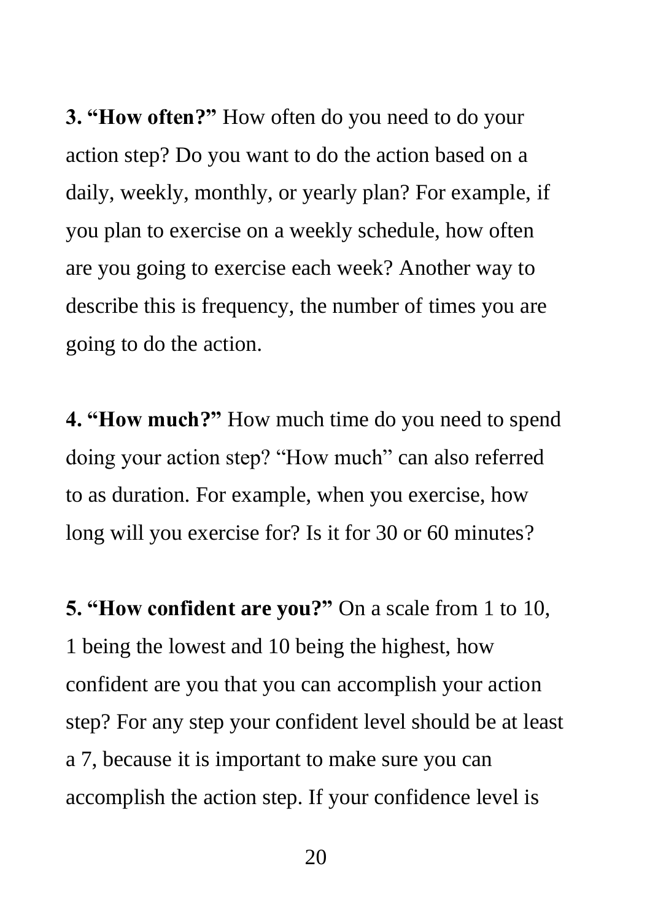**3. "How often?"** How often do you need to do your action step? Do you want to do the action based on a daily, weekly, monthly, or yearly plan? For example, if you plan to exercise on a weekly schedule, how often are you going to exercise each week? Another way to describe this is frequency, the number of times you are going to do the action.

**4. "How much?"** How much time do you need to spend doing your action step? "How much" can also referred to as duration. For example, when you exercise, how long will you exercise for? Is it for 30 or 60 minutes?

**5. "How confident are you?"** On a scale from 1 to 10, 1 being the lowest and 10 being the highest, how confident are you that you can accomplish your action step? For any step your confident level should be at least a 7, because it is important to make sure you can accomplish the action step. If your confidence level is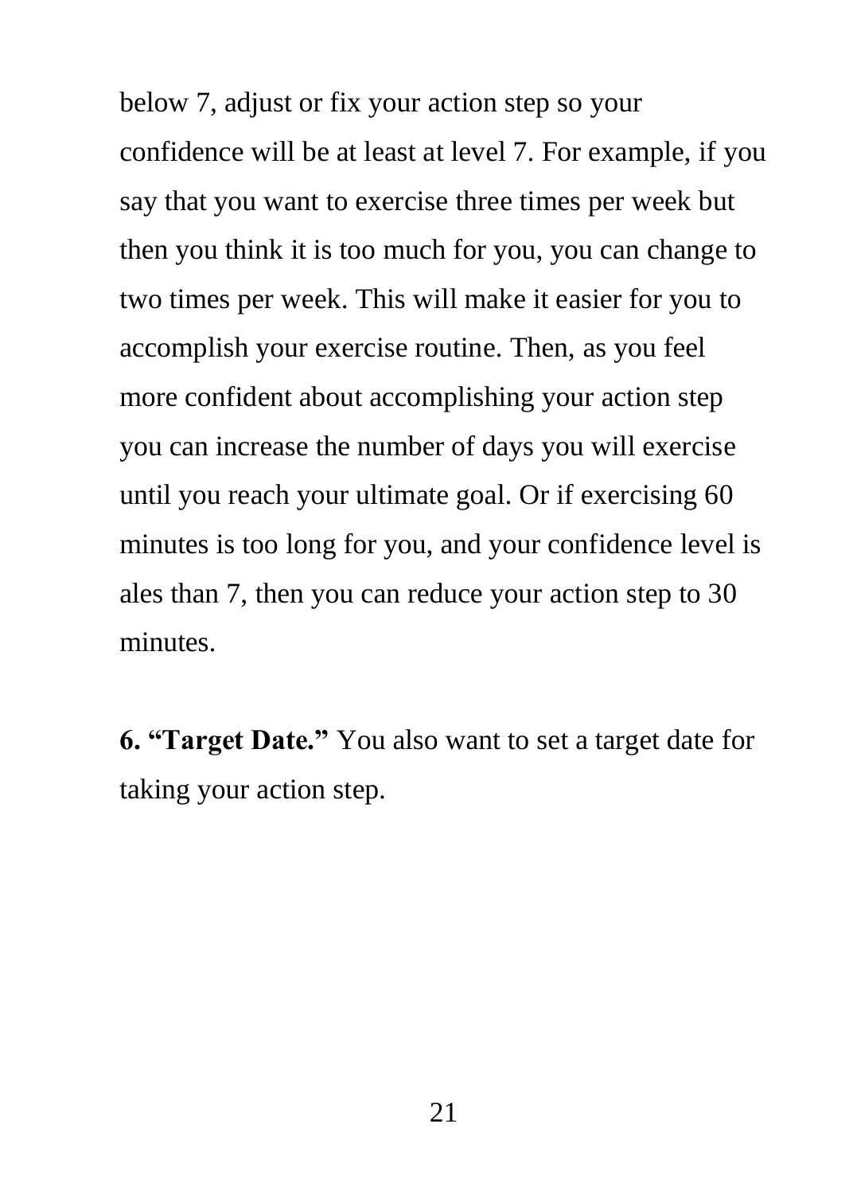below 7, adjust or fix your action step so your confidence will be at least at level 7. For example, if you say that you want to exercise three times per week but then you think it is too much for you, you can change to two times per week. This will make it easier for you to accomplish your exercise routine. Then, as you feel more confident about accomplishing your action step you can increase the number of days you will exercise until you reach your ultimate goal. Or if exercising 60 minutes is too long for you, and your confidence level is ales than 7, then you can reduce your action step to 30 minutes.

**6. "Target Date."** You also want to set a target date for taking your action step.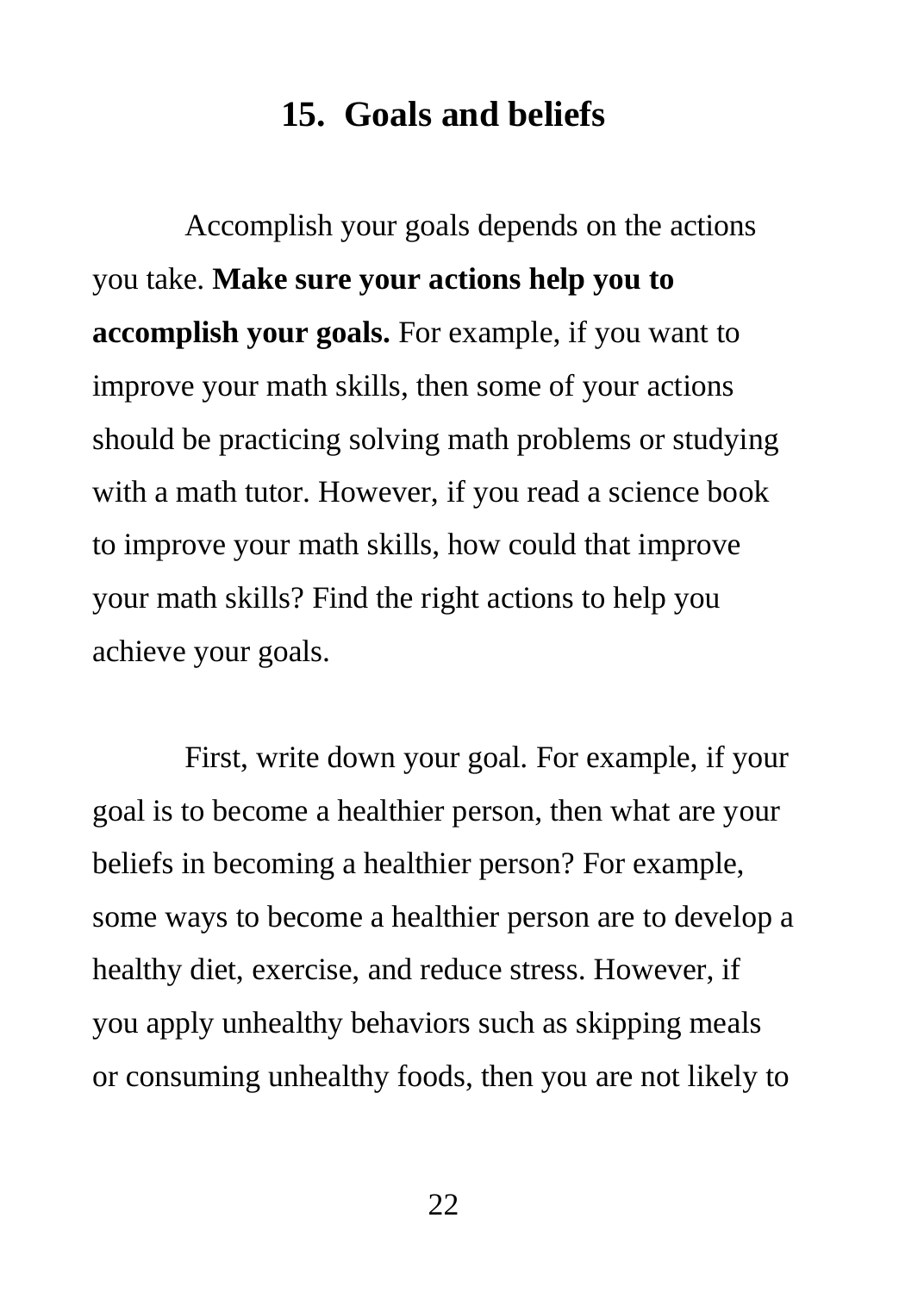## 15. Goals and beliefs

Accomplish your goals depends on the actions you take. **Make sure your actions help you to accomplish your goals.** For example, if you want to improve your math skills, then some of your actions should be practicing solving math problems or studying with a math tutor. However, if you read a science book to improve your math skills, how could that improve your math skills? Find the right actions to help you achieve your goals.

First, write down your goal. For example, if your goal is to become a healthier person, then what are your beliefs in becoming a healthier person? For example, some ways to become a healthier person are to develop a healthy diet, exercise, and reduce stress. However, if you apply unhealthy behaviors such as skipping meals or consuming unhealthy foods, then you are not likely to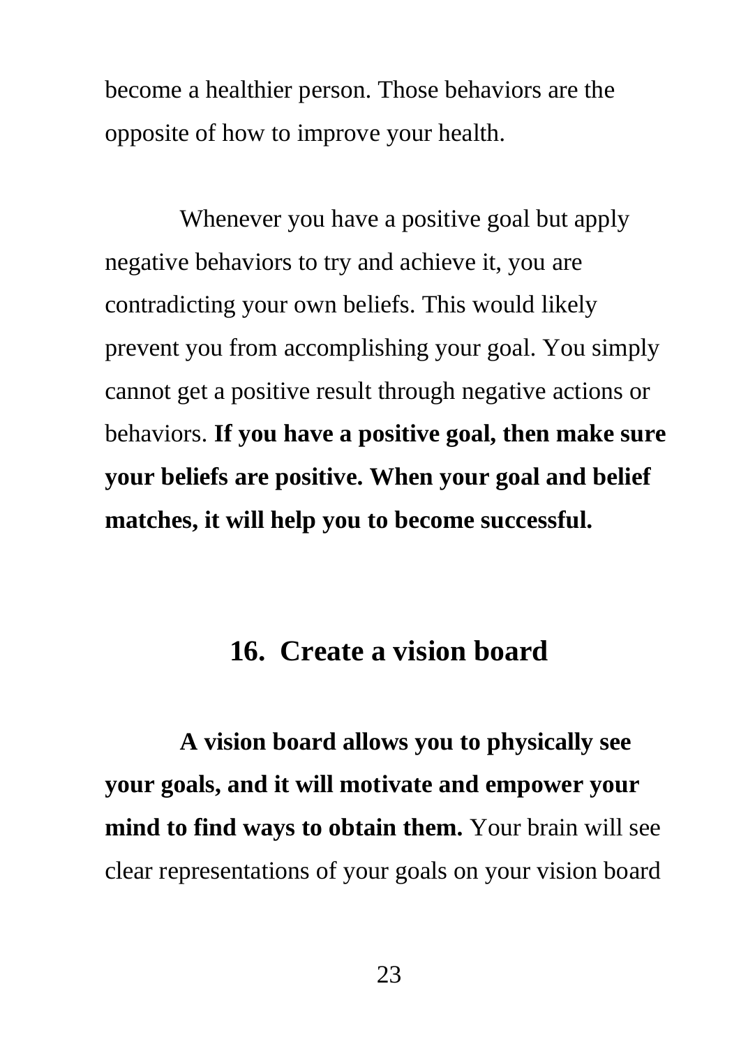become a healthier person. Those behaviors are the opposite of how to improve your health.

Whenever you have a positive goal but apply negative behaviors to try and achieve it, you are contradicting your own beliefs. This would likely prevent you from accomplishing your goal. You simply cannot get a positive result through negative actions or behaviors. **If you have a positive goal, then make sure your beliefs are positive. When your goal and belief matches, it will help you to become successful.**

## 16. Create a vision board

**A vision board allows you to physically see your goals, and it will motivate and empower your mind to find ways to obtain them.** Your brain will see clear representations of your goals on your vision board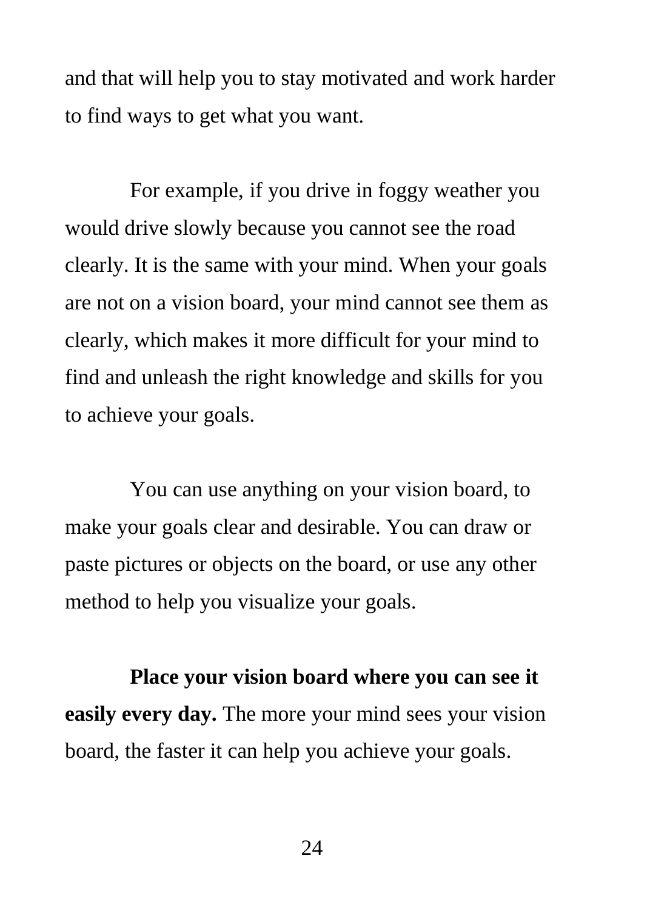and that will help you to stay motivated and work harder to find ways to get what you want.

For example, if you drive in foggy weather you would drive slowly because you cannot see the road clearly. It is the same with your mind. When your goals are not on a vision board, your mind cannot see them as clearly, which makes it more difficult for your mind to find and unleash the right knowledge and skills for you to achieve your goals.

You can use anything on your vision board, to make your goals clear and desirable. You can draw or paste pictures or objects on the board, or use any other method to help you visualize your goals.

**Place your vision board where you can see it easily every day.** The more your mind sees your vision board, the faster it can help you achieve your goals.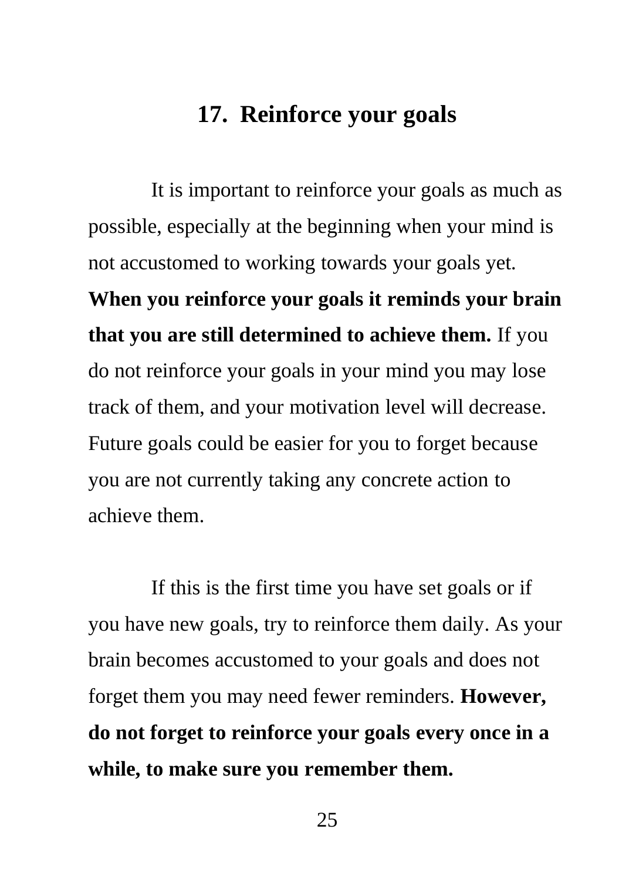## 17. Reinforce your goals

It is important to reinforce your goals as much as possible, especially at the beginning when your mind is not accustomed to working towards your goals yet. **When you reinforce your goals it reminds your brain that you are still determined to achieve them.** If you do not reinforce your goals in your mind you may lose track of them, and your motivation level will decrease. Future goals could be easier for you to forget because you are not currently taking any concrete action to achieve them.

If this is the first time you have set goals or if you have new goals, try to reinforce them daily. As your brain becomes accustomed to your goals and does not forget them you may need fewer reminders. **However, do not forget to reinforce your goals every once in a while, to make sure you remember them.**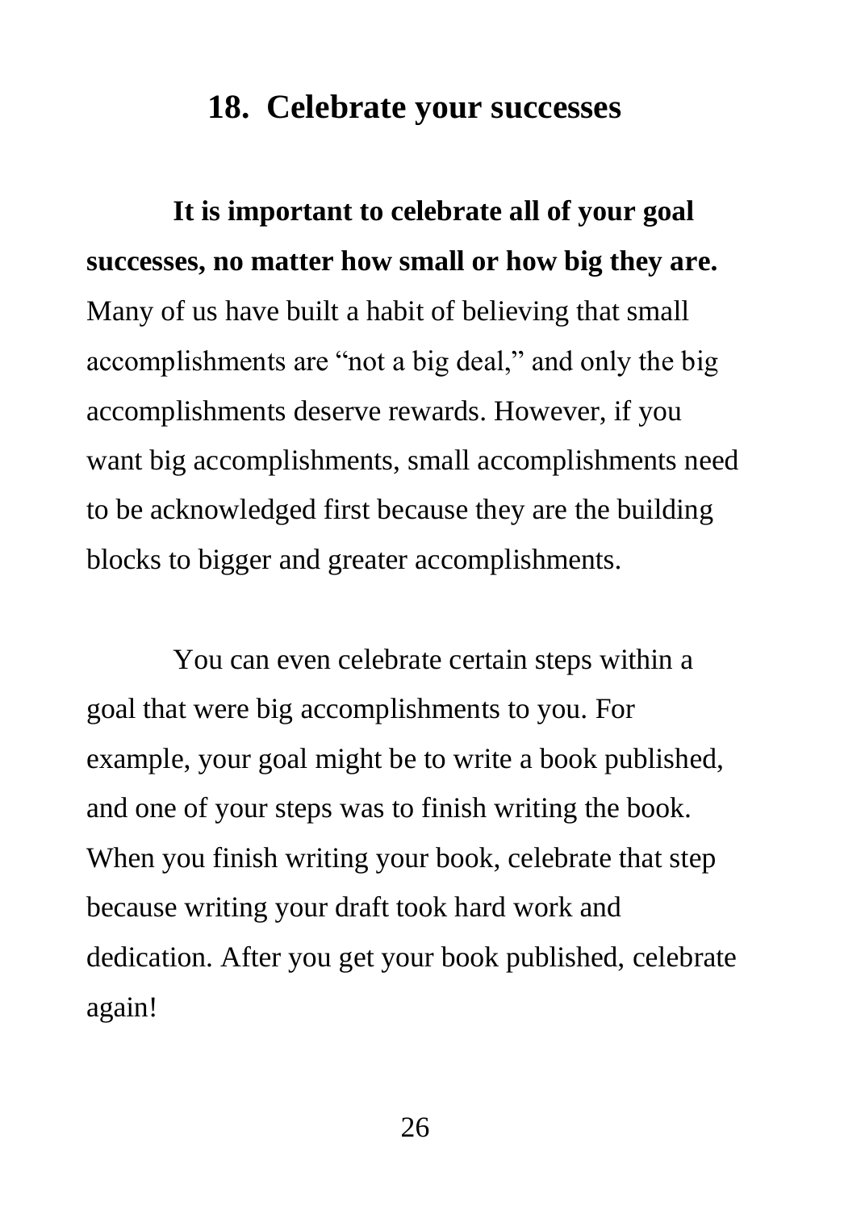## 18. Celebrate your successes

**It is important to celebrate all of your goal successes, no matter how small or how big they are.** Many of us have built a habit of believing that small accomplishments are "not a big deal," and only the big accomplishments deserve rewards. However, if you want big accomplishments, small accomplishments need to be acknowledged first because they are the building blocks to bigger and greater accomplishments.

You can even celebrate certain steps within a goal that were big accomplishments to you. For example, your goal might be to write a book published, and one of your steps was to finish writing the book. When you finish writing your book, celebrate that step because writing your draft took hard work and dedication. After you get your book published, celebrate again!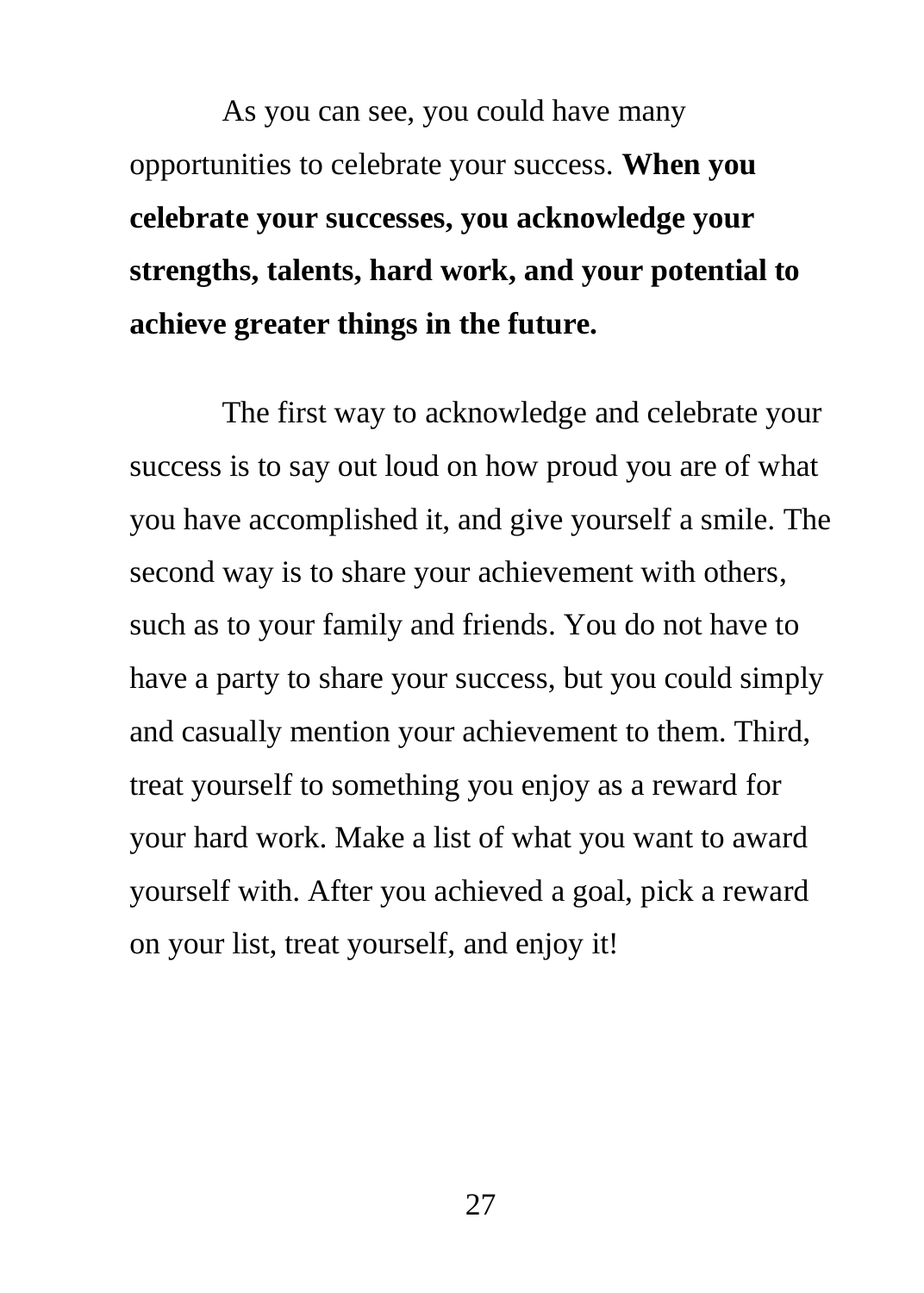As you can see, you could have many opportunities to celebrate your success. **When you celebrate your successes, you acknowledge your strengths, talents, hard work, and your potential to achieve greater things in the future.**

The first way to acknowledge and celebrate your success is to say out loud on how proud you are of what you have accomplished it, and give yourself a smile. The second way is to share your achievement with others, such as to your family and friends. You do not have to have a party to share your success, but you could simply and casually mention your achievement to them. Third, treat yourself to something you enjoy as a reward for your hard work. Make a list of what you want to award yourself with. After you achieved a goal, pick a reward on your list, treat yourself, and enjoy it!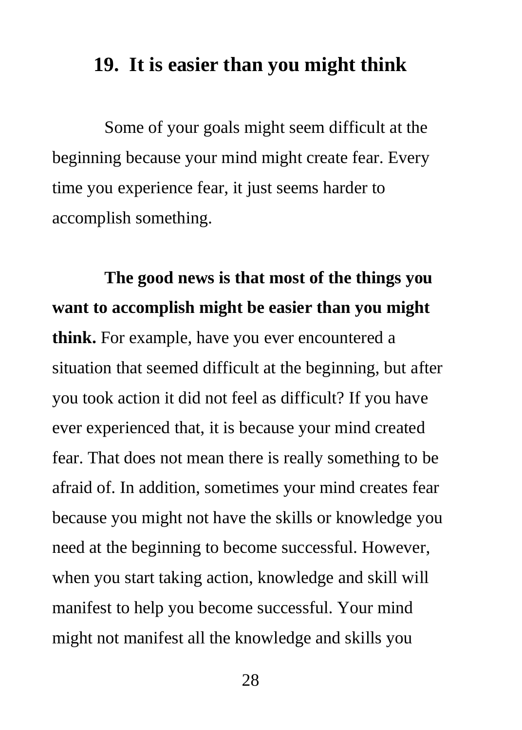## 19. It is easier than you might think

Some of your goals might seem difficult at the beginning because your mind might create fear. Every time you experience fear, it just seems harder to accomplish something.

**The good news is that most of the things you want to accomplish might be easier than you might think.** For example, have you ever encountered a situation that seemed difficult at the beginning, but after you took action it did not feel as difficult? If you have ever experienced that, it is because your mind created fear. That does not mean there is really something to be afraid of. In addition, sometimes your mind creates fear because you might not have the skills or knowledge you need at the beginning to become successful. However, when you start taking action, knowledge and skill will manifest to help you become successful. Your mind might not manifest all the knowledge and skills you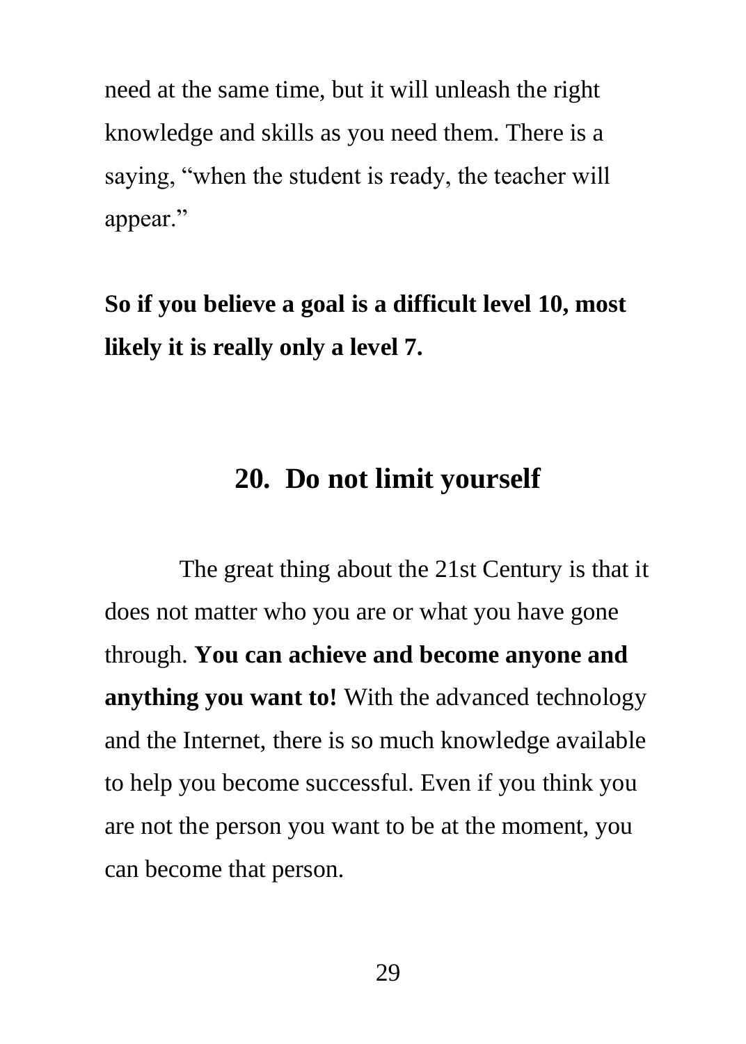need at the same time, but it will unleash the right knowledge and skills as you need them. There is a saying, "when the student is ready, the teacher will appear."

**So if you believe a goal is a difficult level 10, most likely it is really only a level 7.**

## 20. Do not limit yourself

The great thing about the 21st Century is that it does not matter who you are or what you have gone through. **You can achieve and become anyone and anything you want to!** With the advanced technology and the Internet, there is so much knowledge available to help you become successful. Even if you think you are not the person you want to be at the moment, you can become that person.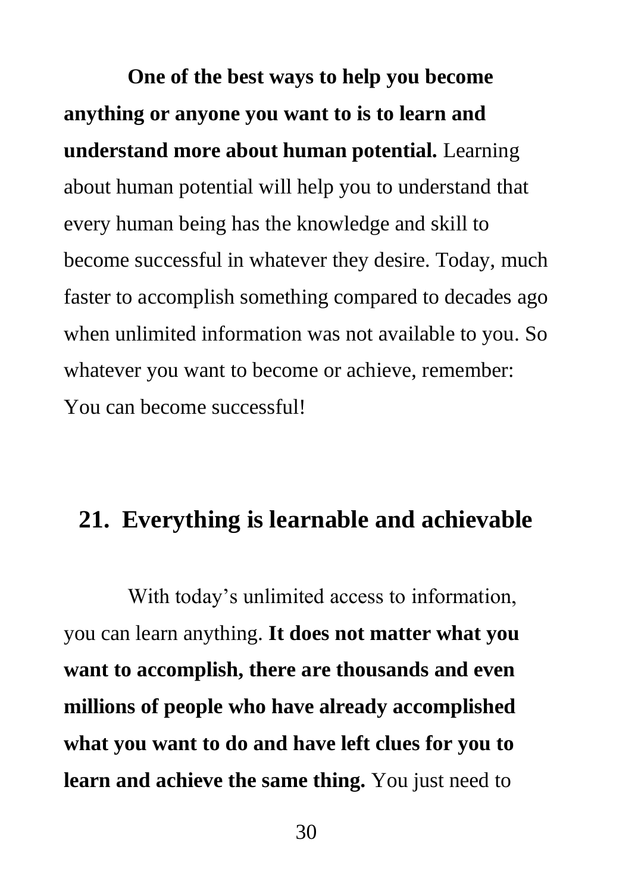**One of the best ways to help you become anything or anyone you want to is to learn and understand more about human potential.** Learning about human potential will help you to understand that every human being has the knowledge and skill to become successful in whatever they desire. Today, much faster to accomplish something compared to decades ago when unlimited information was not available to you. So whatever you want to become or achieve, remember: You can become successful!

## 21. Everything is learnable and achievable

With today's unlimited access to information, you can learn anything. **It does not matter what you want to accomplish, there are thousands and even millions of people who have already accomplished what you want to do and have left clues for you to learn and achieve the same thing.** You just need to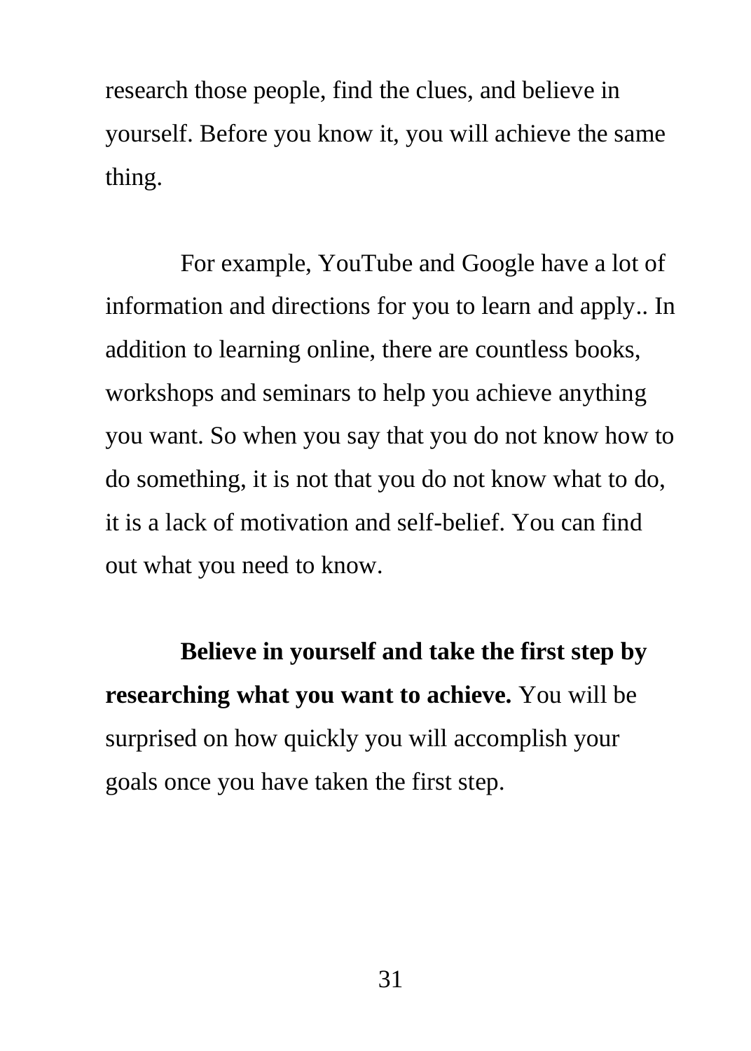research those people, find the clues, and believe in yourself. Before you know it, you will achieve the same thing.

For example, YouTube and Google have a lot of information and directions for you to learn and apply.. In addition to learning online, there are countless books, workshops and seminars to help you achieve anything you want. So when you say that you do not know how to do something, it is not that you do not know what to do, it is a lack of motivation and self-belief. You can find out what you need to know.

**Believe in yourself and take the first step by researching what you want to achieve.** You will be surprised on how quickly you will accomplish your goals once you have taken the first step.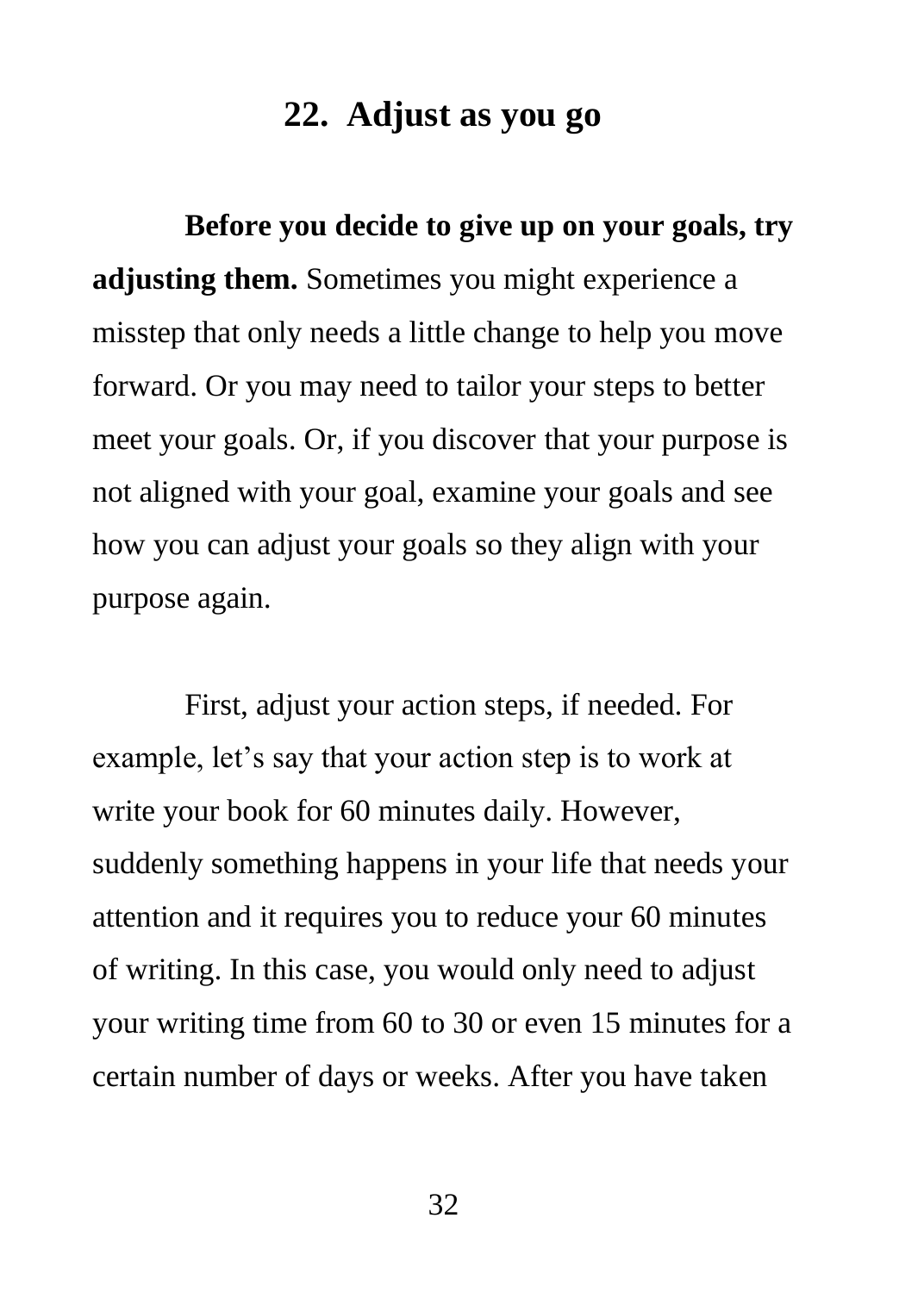## 22. Adjust as you go

**Before you decide to give up on your goals, try adjusting them.** Sometimes you might experience a misstep that only needs a little change to help you move forward. Or you may need to tailor your steps to better meet your goals. Or, if you discover that your purpose is not aligned with your goal, examine your goals and see how you can adjust your goals so they align with your purpose again.

First, adjust your action steps, if needed. For example, let's say that your action step is to work at write your book for 60 minutes daily. However, suddenly something happens in your life that needs your attention and it requires you to reduce your 60 minutes of writing. In this case, you would only need to adjust your writing time from 60 to 30 or even 15 minutes for a certain number of days or weeks. After you have taken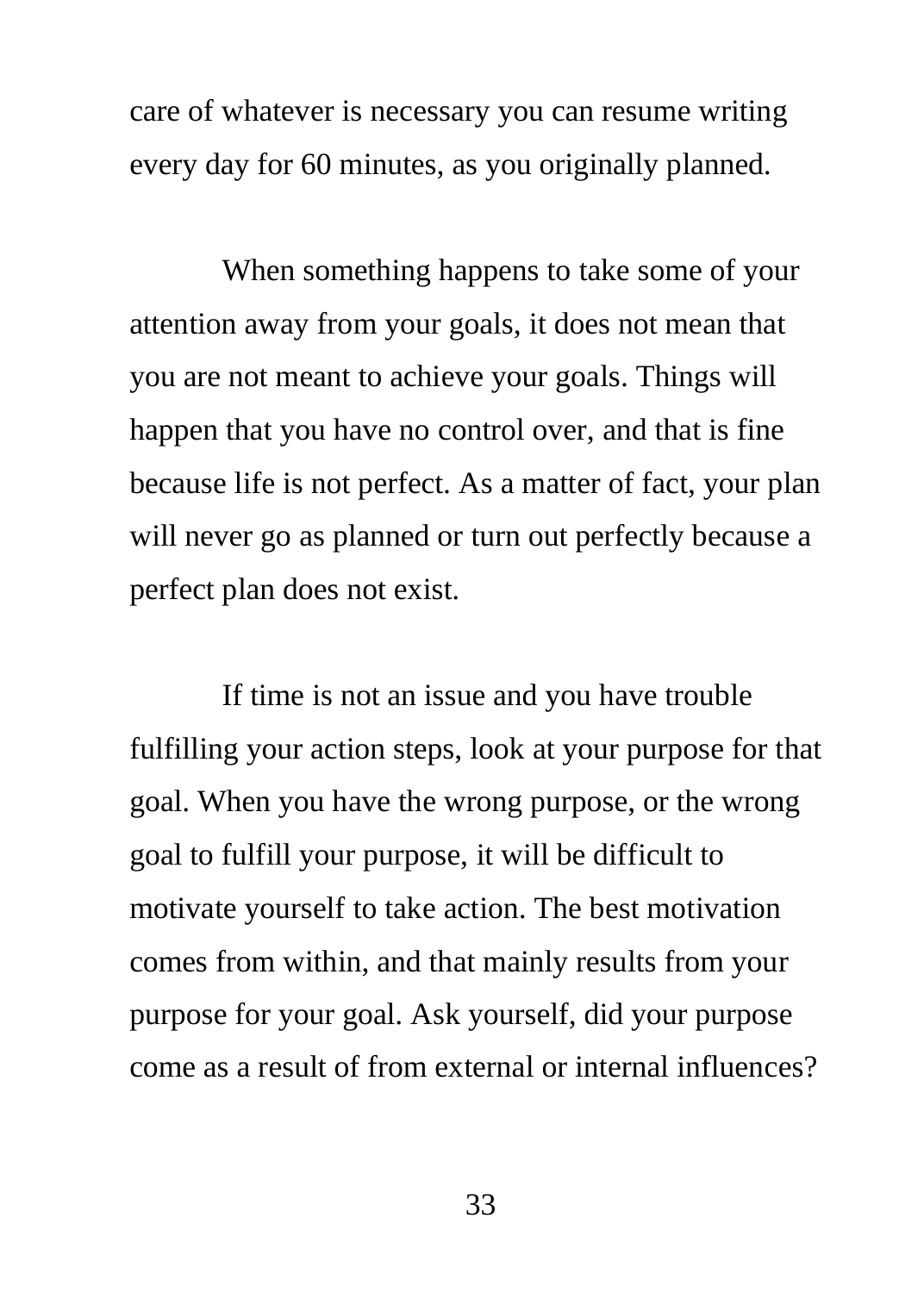care of whatever is necessary you can resume writing every day for 60 minutes, as you originally planned.

When something happens to take some of your attention away from your goals, it does not mean that you are not meant to achieve your goals. Things will happen that you have no control over, and that is fine because life is not perfect. As a matter of fact, your plan will never go as planned or turn out perfectly because a perfect plan does not exist.

If time is not an issue and you have trouble fulfilling your action steps, look at your purpose for that goal. When you have the wrong purpose, or the wrong goal to fulfill your purpose, it will be difficult to motivate yourself to take action. The best motivation comes from within, and that mainly results from your purpose for your goal. Ask yourself, did your purpose come as a result of from external or internal influences?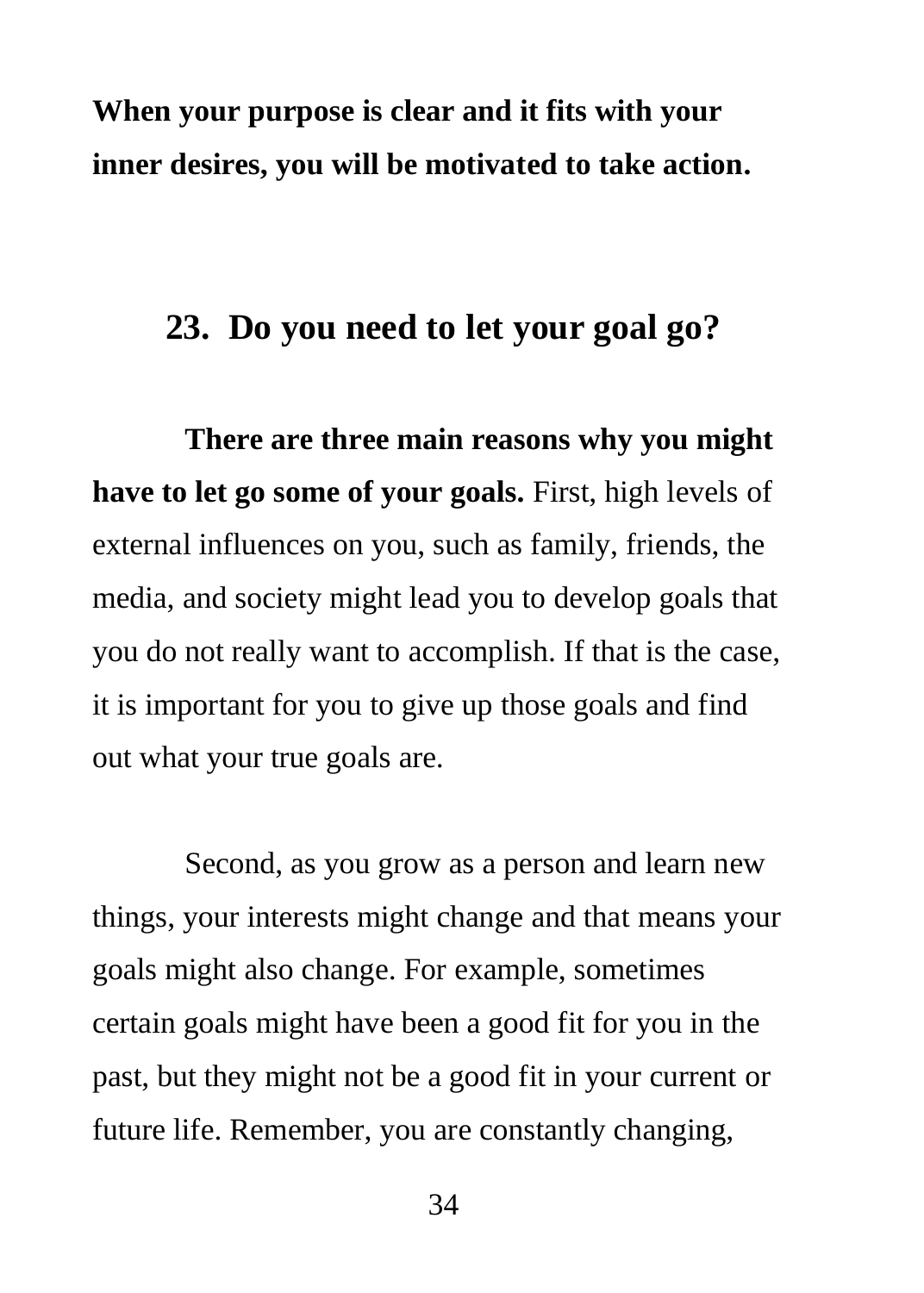**When your purpose is clear and it fits with your inner desires, you will be motivated to take action.**

## 23. Do you need to let your goal go?

**There are three main reasons why you might have to let go some of your goals.** First, high levels of external influences on you, such as family, friends, the media, and society might lead you to develop goals that you do not really want to accomplish. If that is the case, it is important for you to give up those goals and find out what your true goals are.

Second, as you grow as a person and learn new things, your interests might change and that means your goals might also change. For example, sometimes certain goals might have been a good fit for you in the past, but they might not be a good fit in your current or future life. Remember, you are constantly changing,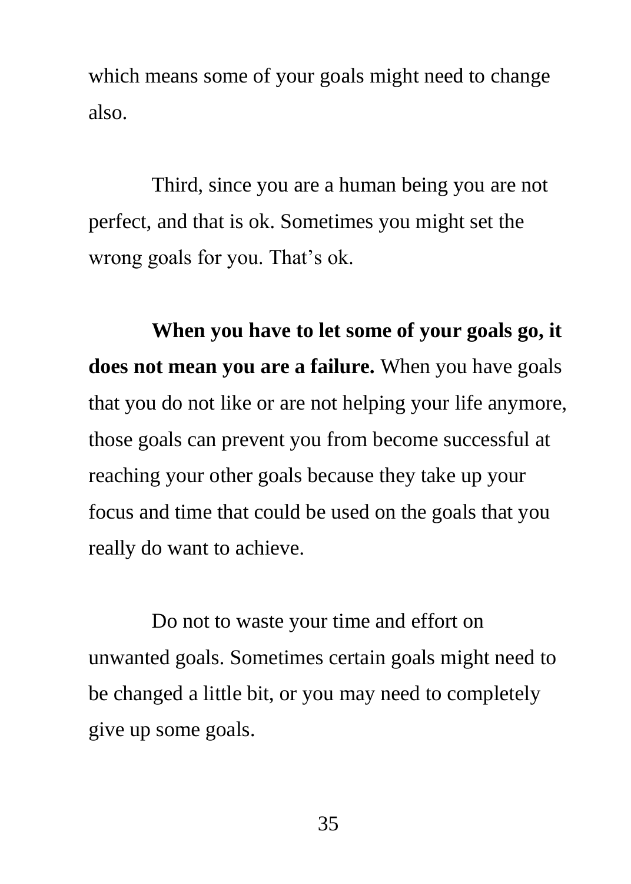which means some of your goals might need to change also.

Third, since you are a human being you are not perfect, and that is ok. Sometimes you might set the wrong goals for you. That's ok.

**When you have to let some of your goals go, it does not mean you are a failure.** When you have goals that you do not like or are not helping your life anymore, those goals can prevent you from become successful at reaching your other goals because they take up your focus and time that could be used on the goals that you really do want to achieve.

Do not to waste your time and effort on unwanted goals. Sometimes certain goals might need to be changed a little bit, or you may need to completely give up some goals.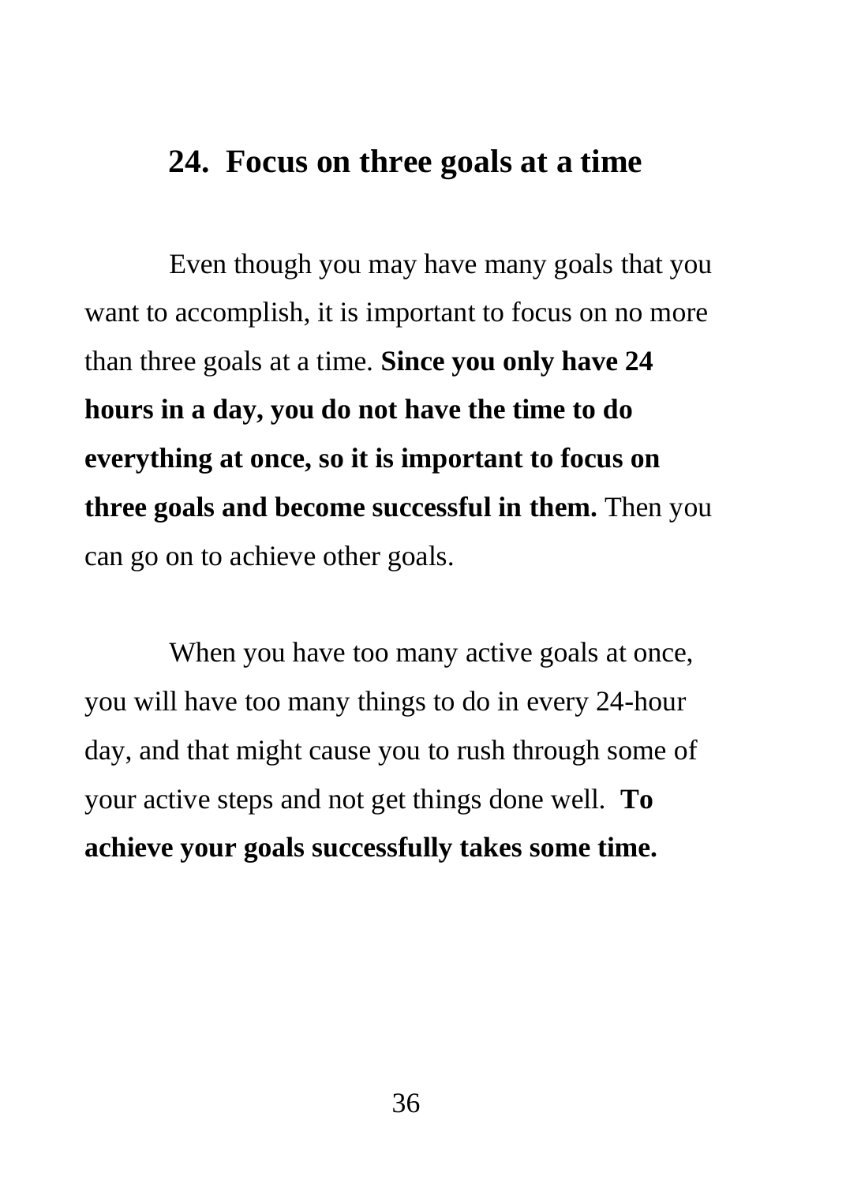## 24. Focus on three goals at a time

Even though you may have many goals that you want to accomplish, it is important to focus on no more than three goals at a time. **Since you only have 24 hours in a day, you do not have the time to do everything at once, so it is important to focus on three goals and become successful in them.** Then you can go on to achieve other goals.

When you have too many active goals at once, you will have too many things to do in every 24-hour day, and that might cause you to rush through some of your active steps and not get things done well. **To achieve your goals successfully takes some time.**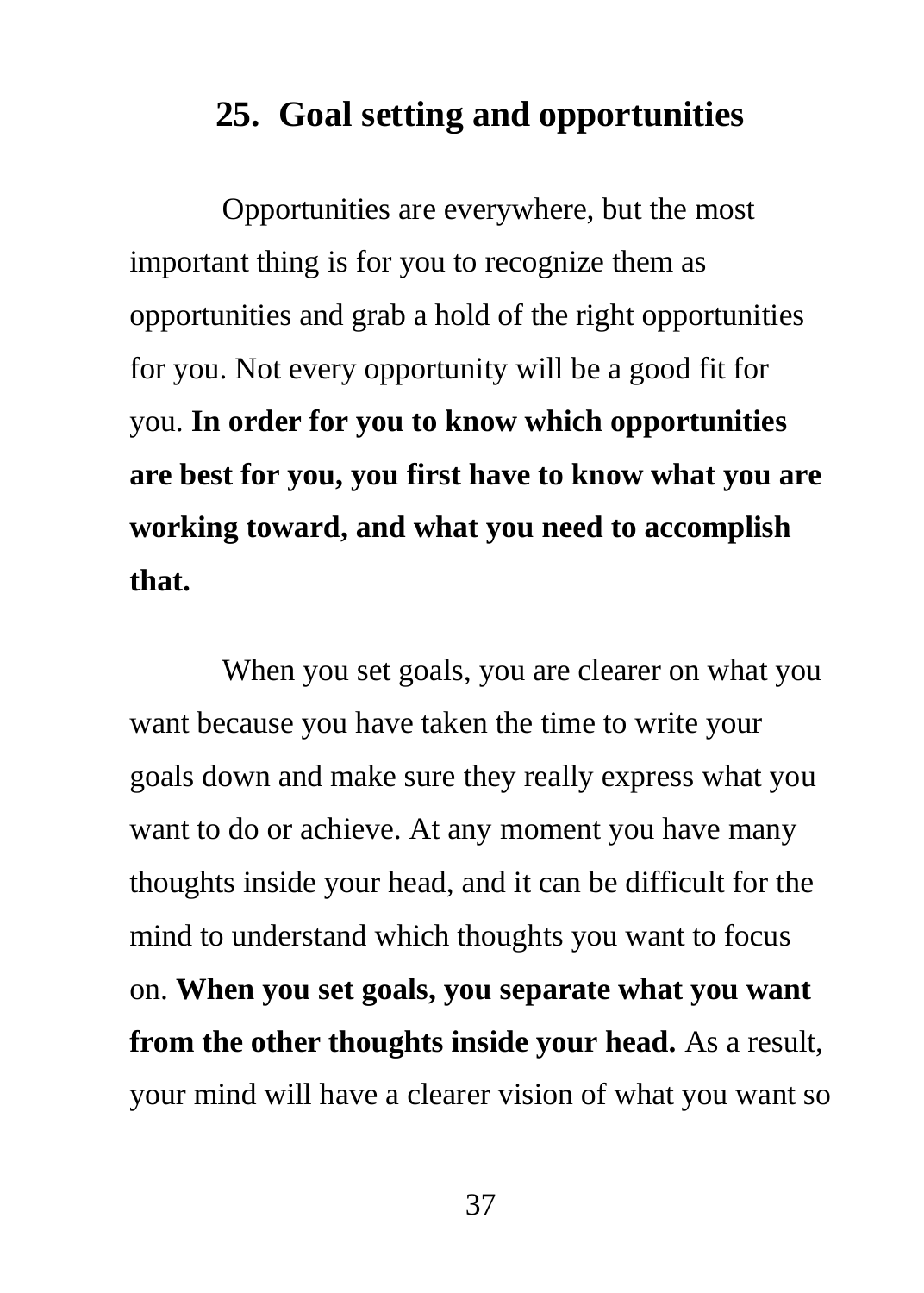## 25. Goal setting and opportunities

Opportunities are everywhere, but the most important thing is for you to recognize them as opportunities and grab a hold of the right opportunities for you. Not every opportunity will be a good fit for you. **In order for you to know which opportunities are best for you, you first have to know what you are working toward, and what you need to accomplish that.**

When you set goals, you are clearer on what you want because you have taken the time to write your goals down and make sure they really express what you want to do or achieve. At any moment you have many thoughts inside your head, and it can be difficult for the mind to understand which thoughts you want to focus on. **When you set goals, you separate what you want from the other thoughts inside your head.** As a result, your mind will have a clearer vision of what you want so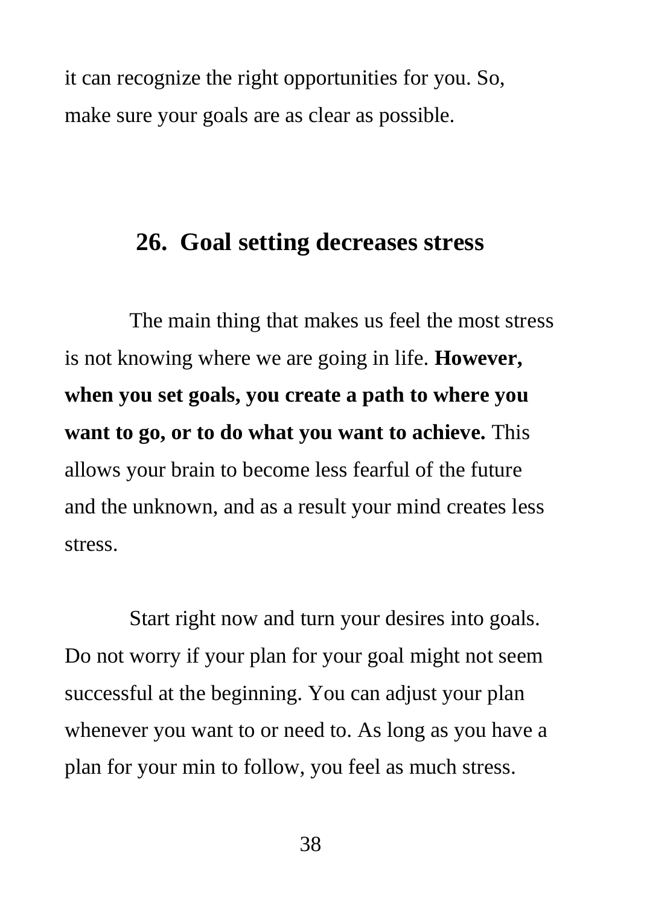it can recognize the right opportunities for you. So, make sure your goals are as clear as possible.

## 26. Goal setting decreases stress

The main thing that makes us feel the most stress is not knowing where we are going in life. **However, when you set goals, you create a path to where you want to go, or to do what you want to achieve.** This allows your brain to become less fearful of the future and the unknown, and as a result your mind creates less stress.

Start right now and turn your desires into goals. Do not worry if your plan for your goal might not seem successful at the beginning. You can adjust your plan whenever you want to or need to. As long as you have a plan for your min to follow, you feel as much stress.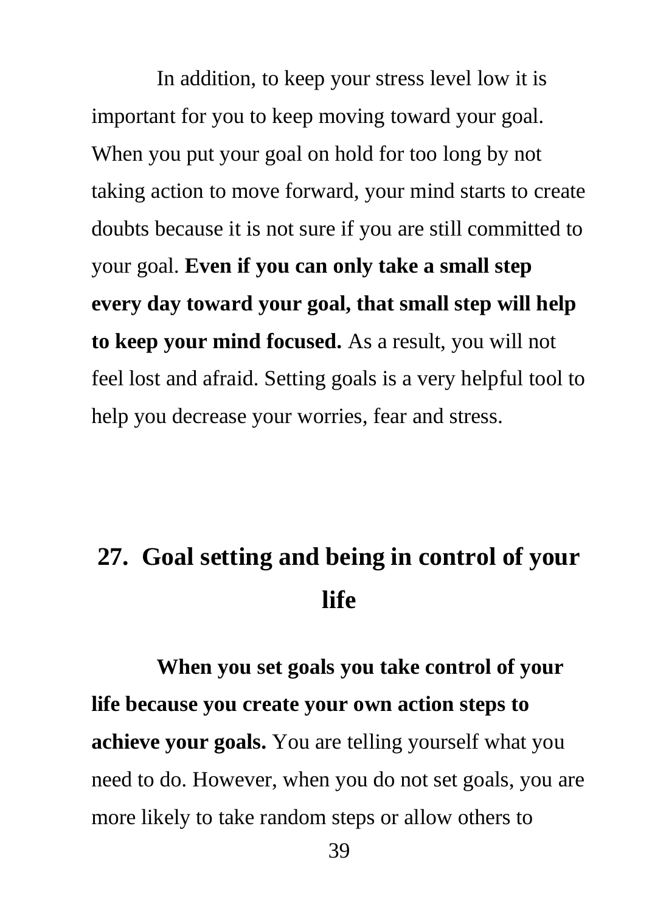In addition, to keep your stress level low it is important for you to keep moving toward your goal. When you put your goal on hold for too long by not taking action to move forward, your mind starts to create doubts because it is not sure if you are still committed to your goal. **Even if you can only take a small step every day toward your goal, that small step will help to keep your mind focused.** As a result, you will not feel lost and afraid. Setting goals is a very helpful tool to help you decrease your worries, fear and stress.

## 27. Goal setting and being in control of your life

**When you set goals you take control of your life because you create your own action steps to achieve your goals.** You are telling yourself what you need to do. However, when you do not set goals, you are more likely to take random steps or allow others to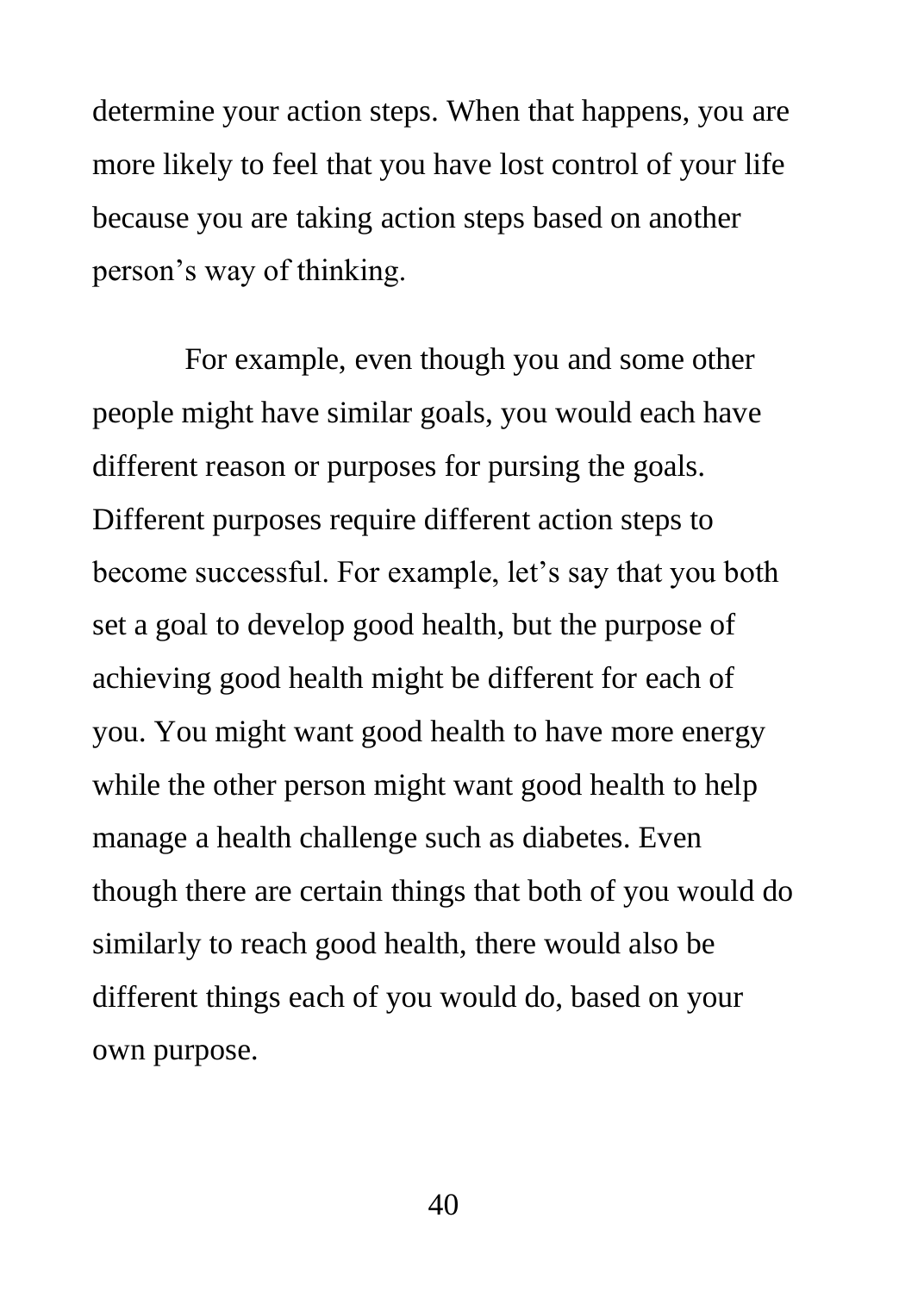determine your action steps. When that happens, you are more likely to feel that you have lost control of your life because you are taking action steps based on another person's way of thinking.

For example, even though you and some other people might have similar goals, you would each have different reason or purposes for pursing the goals. Different purposes require different action steps to become successful. For example, let's say that you both set a goal to develop good health, but the purpose of achieving good health might be different for each of you. You might want good health to have more energy while the other person might want good health to help manage a health challenge such as diabetes. Even though there are certain things that both of you would do similarly to reach good health, there would also be different things each of you would do, based on your own purpose.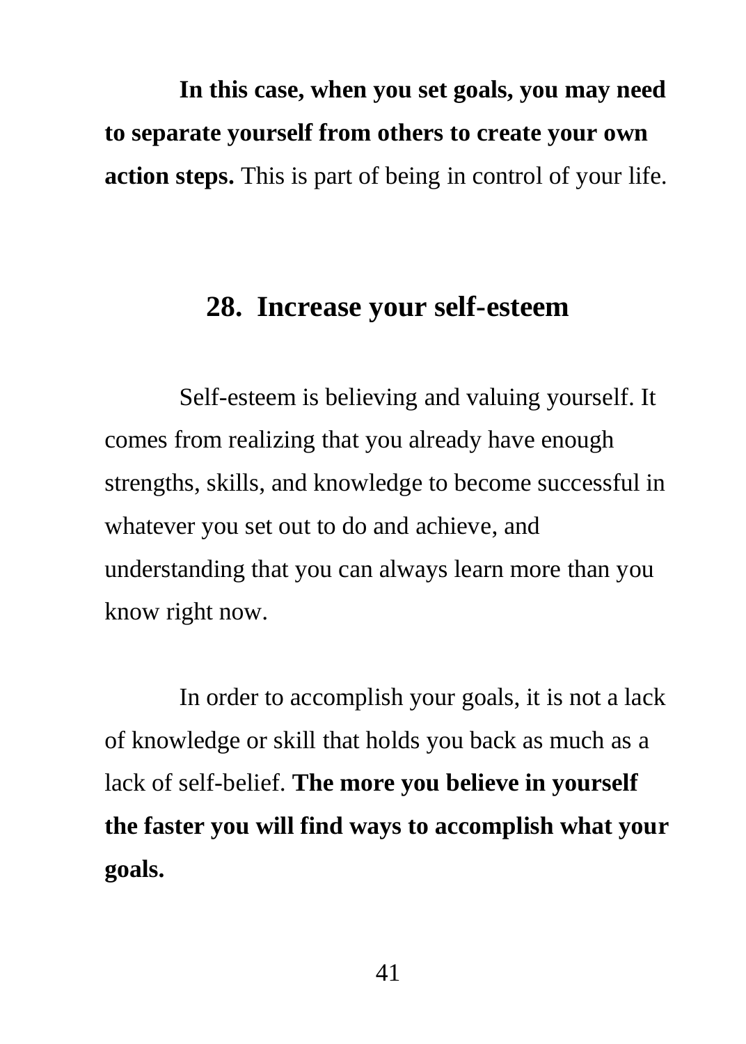**In this case, when you set goals, you may need to separate yourself from others to create your own action steps.** This is part of being in control of your life.

## 28. Increase your self-esteem

Self-esteem is believing and valuing yourself. It comes from realizing that you already have enough strengths, skills, and knowledge to become successful in whatever you set out to do and achieve, and understanding that you can always learn more than you know right now.

In order to accomplish your goals, it is not a lack of knowledge or skill that holds you back as much as a lack of self-belief. **The more you believe in yourself the faster you will find ways to accomplish what your goals.**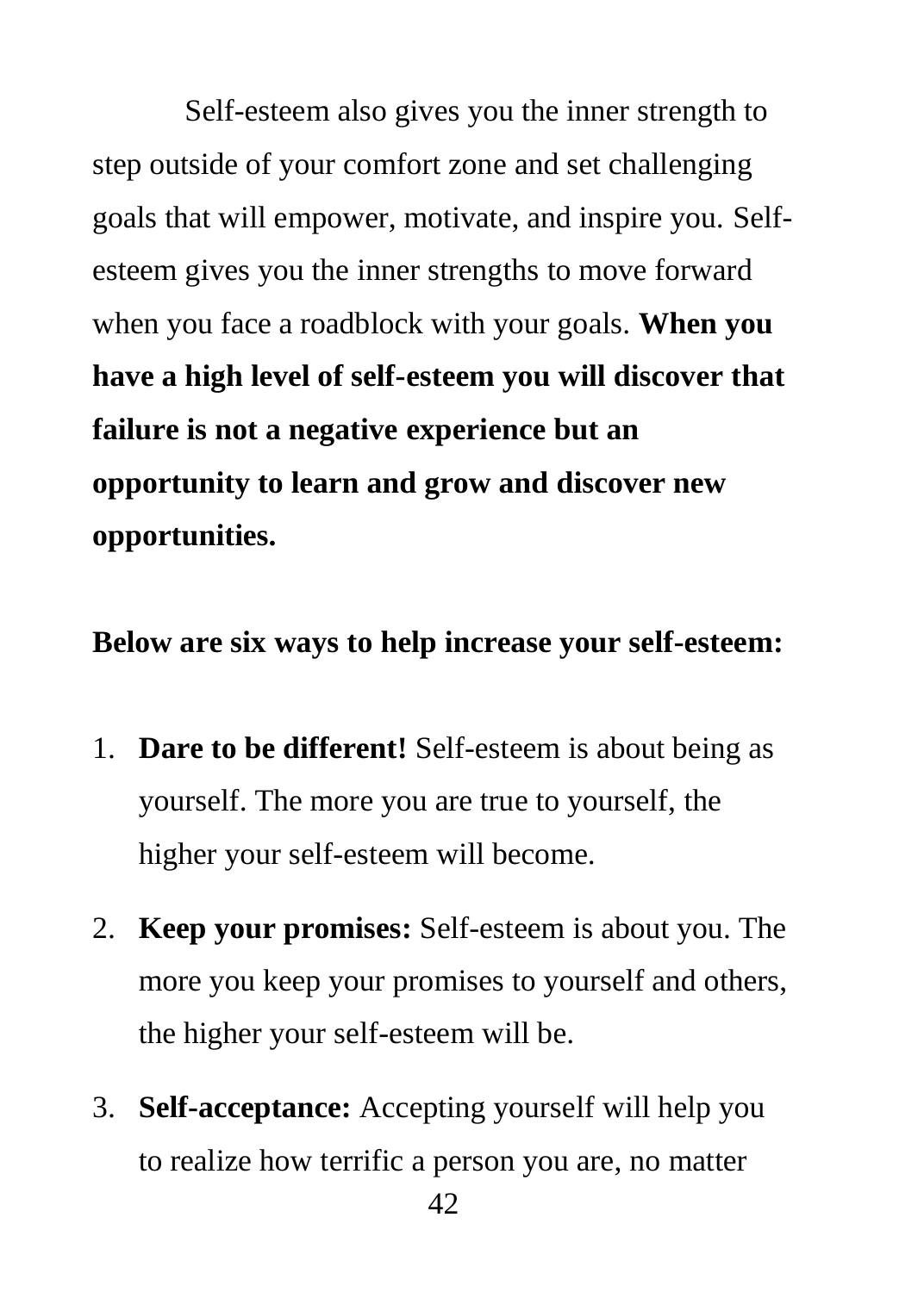Self-esteem also gives you the inner strength to step outside of your comfort zone and set challenging goals that will empower, motivate, and inspire you. Self-esteem gives you the inner strengths to move forward when you face a roadblock with your goals. **When you have a high level of self-esteem you will discover that failure is not a negative experience but an opportunity to learn and grow and discover new opportunities.**

**Below are six ways to help increase your self-esteem:**

1. **Dare to be different!** Self-esteem is about being as yourself. The more you are true to yourself, the higher your self-esteem will become.

2. **Keep your promises:** Self-esteem is about you. The more you keep your promises to yourself and others, the higher your self-esteem will be.

3. **Self-acceptance:** Accepting yourself will help you to realize how terrific a person you are, no matter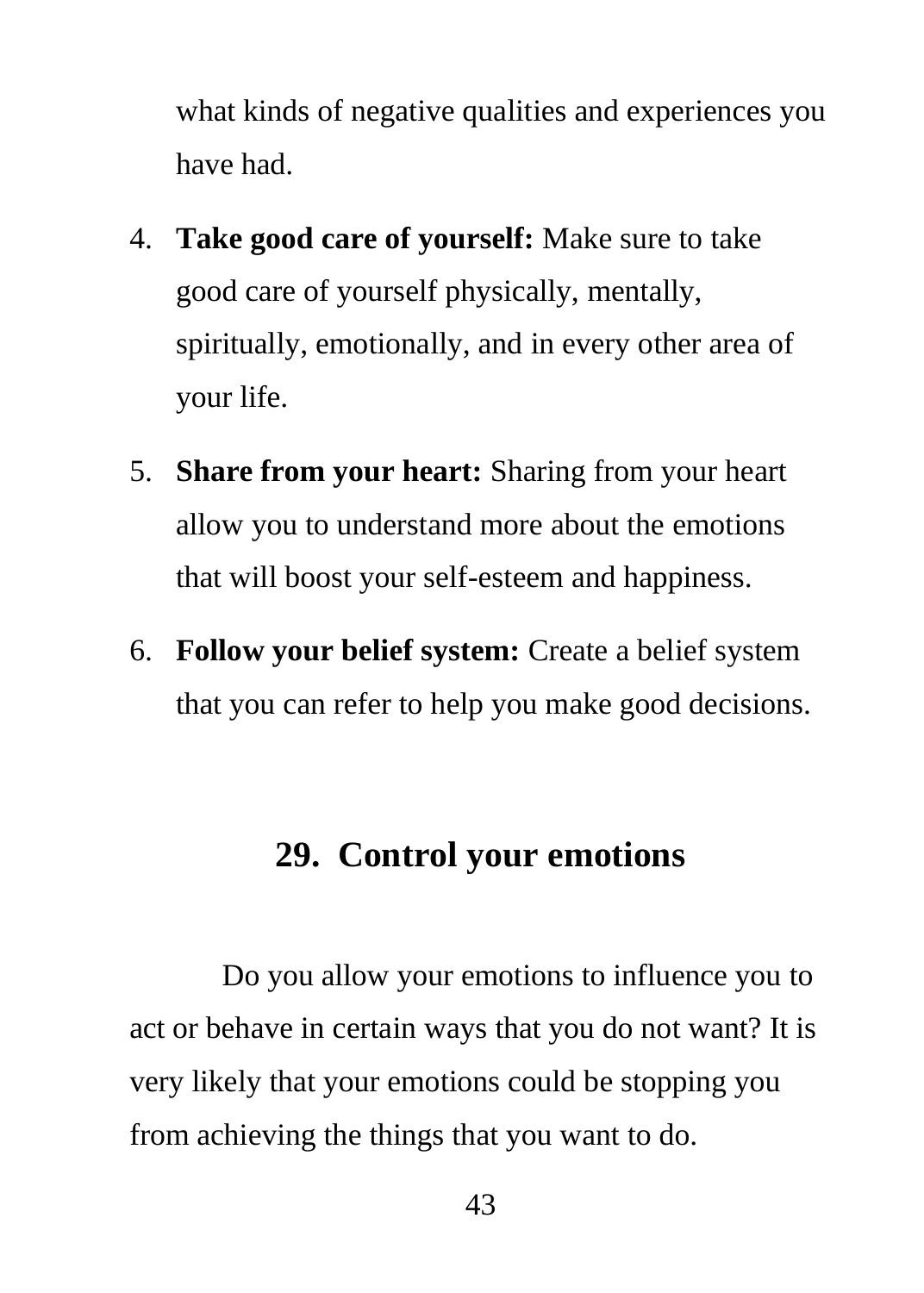what kinds of negative qualities and experiences you have had.

4. **Take good care of yourself:** Make sure to take good care of yourself physically, mentally, spiritually, emotionally, and in every other area of your life.
5. **Share from your heart:** Sharing from your heart allow you to understand more about the emotions that will boost your self-esteem and happiness.
6. **Follow your belief system:** Create a belief system that you can refer to help you make good decisions.

## 29. Control your emotions

Do you allow your emotions to influence you to act or behave in certain ways that you do not want? It is very likely that your emotions could be stopping you from achieving the things that you want to do.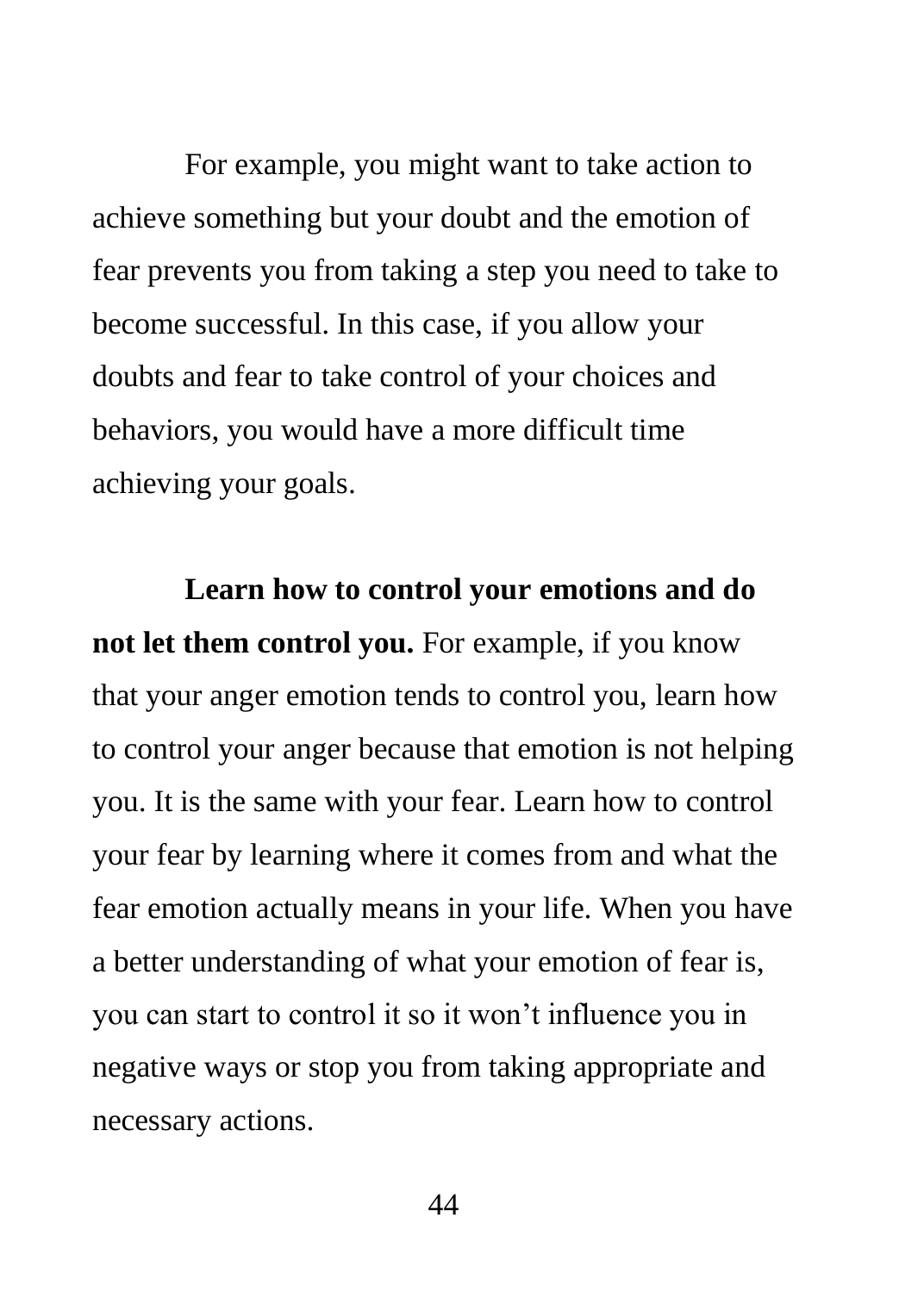For example, you might want to take action to achieve something but your doubt and the emotion of fear prevents you from taking a step you need to take to become successful. In this case, if you allow your doubts and fear to take control of your choices and behaviors, you would have a more difficult time achieving your goals.

**Learn how to control your emotions and do not let them control you.** For example, if you know that your anger emotion tends to control you, learn how to control your anger because that emotion is not helping you. It is the same with your fear. Learn how to control your fear by learning where it comes from and what the fear emotion actually means in your life. When you have a better understanding of what your emotion of fear is, you can start to control it so it won't influence you in negative ways or stop you from taking appropriate and necessary actions.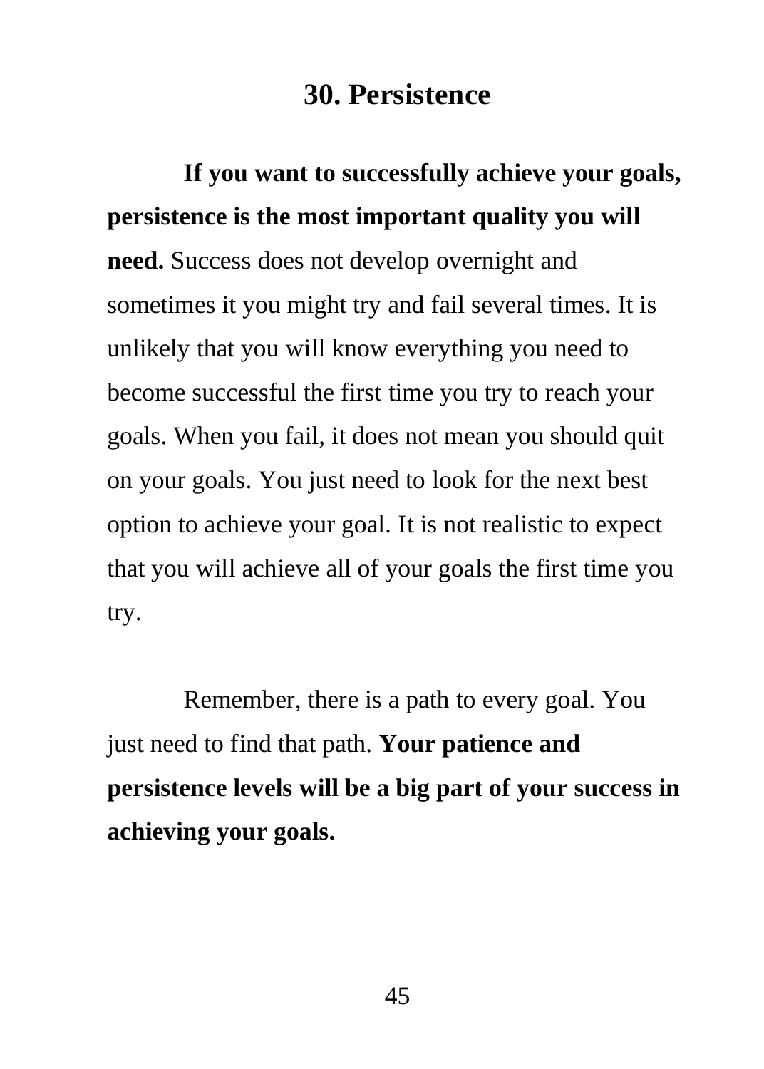## 30. Persistence

**If you want to successfully achieve your goals, persistence is the most important quality you will need.** Success does not develop overnight and sometimes it you might try and fail several times. It is unlikely that you will know everything you need to become successful the first time you try to reach your goals. When you fail, it does not mean you should quit on your goals. You just need to look for the next best option to achieve your goal. It is not realistic to expect that you will achieve all of your goals the first time you try.

Remember, there is a path to every goal. You just need to find that path. **Your patience and persistence levels will be a big part of your success in achieving your goals.**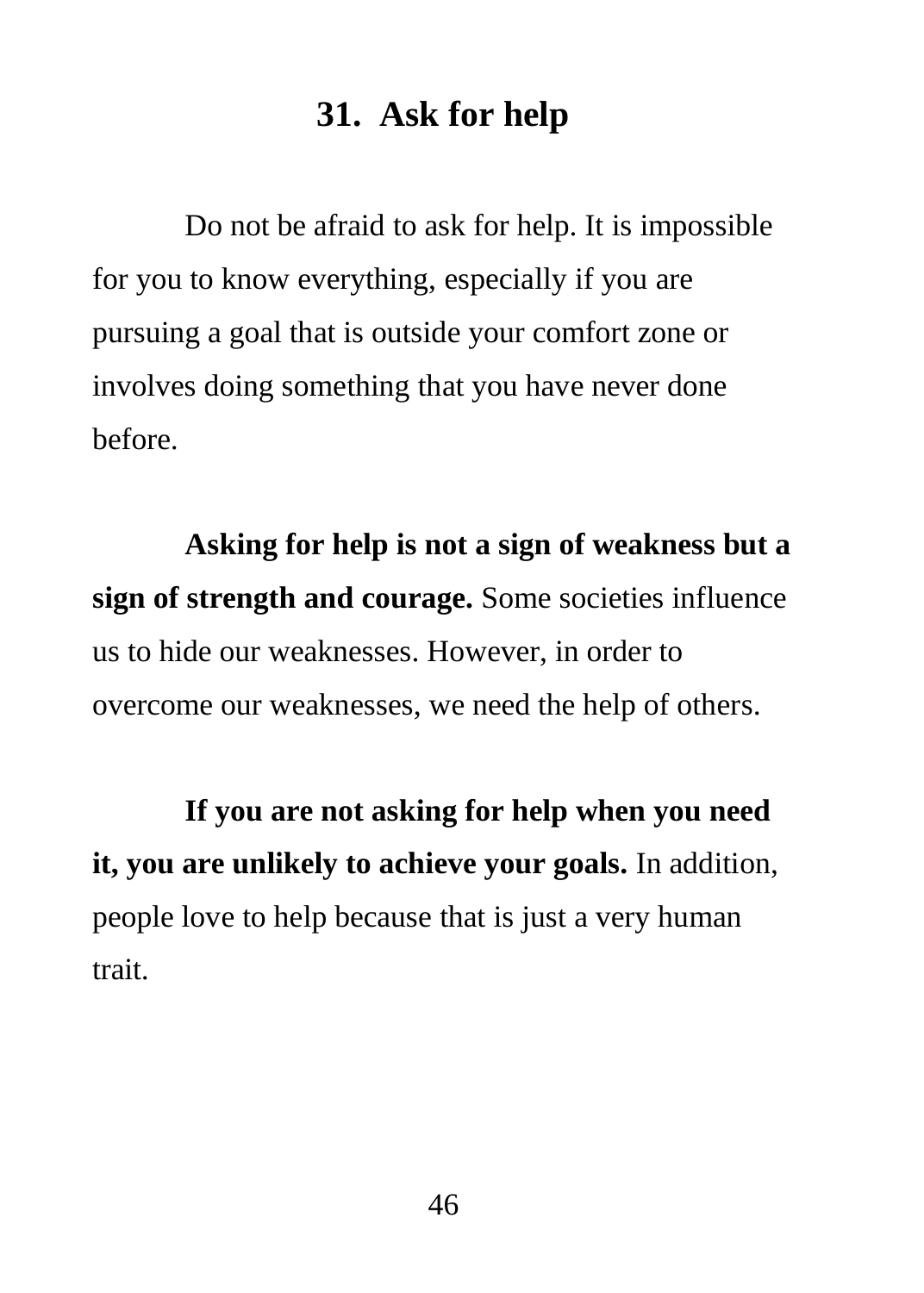## 31. Ask for help

Do not be afraid to ask for help. It is impossible for you to know everything, especially if you are pursuing a goal that is outside your comfort zone or involves doing something that you have never done before.

**Asking for help is not a sign of weakness but a sign of strength and courage.** Some societies influence us to hide our weaknesses. However, in order to overcome our weaknesses, we need the help of others.

**If you are not asking for help when you need it, you are unlikely to achieve your goals.** In addition, people love to help because that is just a very human trait.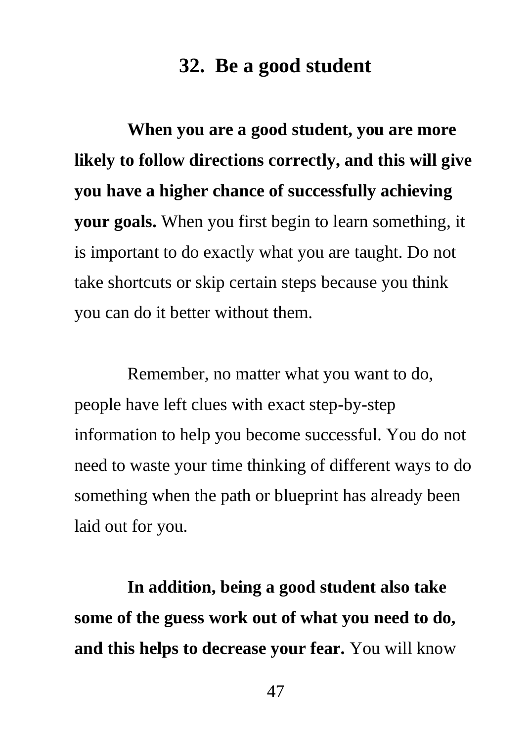## 32. Be a good student

**When you are a good student, you are more likely to follow directions correctly, and this will give you have a higher chance of successfully achieving your goals.** When you first begin to learn something, it is important to do exactly what you are taught. Do not take shortcuts or skip certain steps because you think you can do it better without them.

Remember, no matter what you want to do, people have left clues with exact step-by-step information to help you become successful. You do not need to waste your time thinking of different ways to do something when the path or blueprint has already been laid out for you.

**In addition, being a good student also take some of the guess work out of what you need to do, and this helps to decrease your fear.** You will know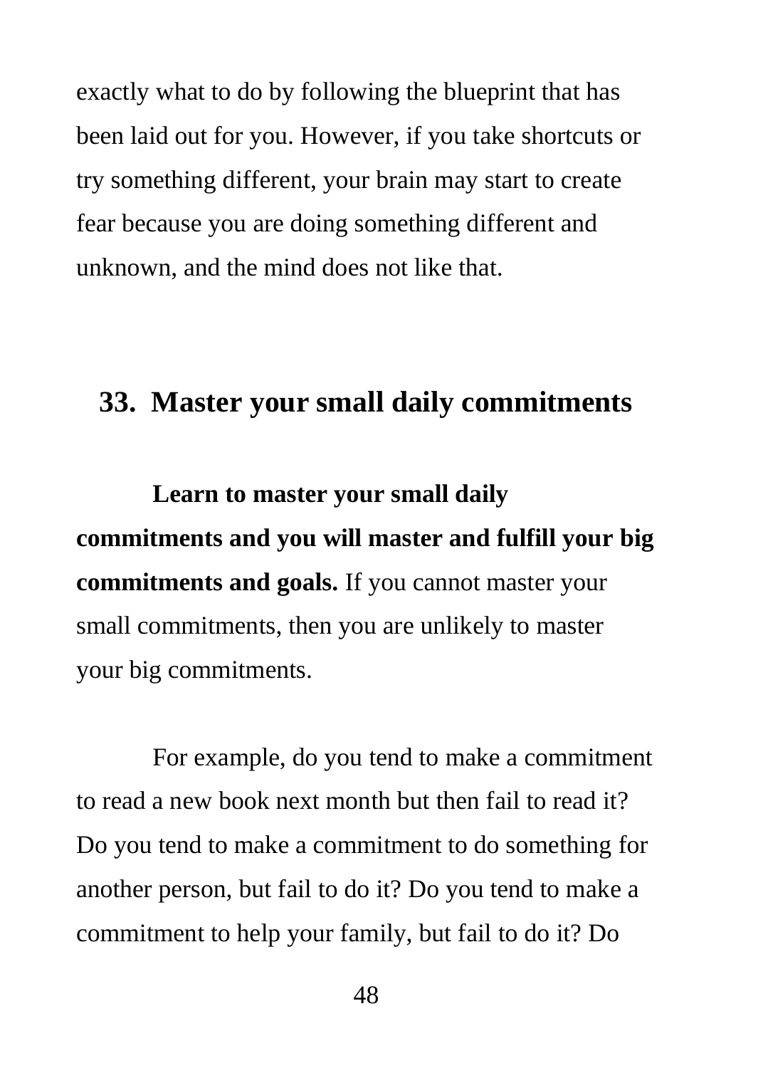exactly what to do by following the blueprint that has been laid out for you. However, if you take shortcuts or try something different, your brain may start to create fear because you are doing something different and unknown, and the mind does not like that.

## 33. Master your small daily commitments

**Learn to master your small daily commitments and you will master and fulfill your big commitments and goals.** If you cannot master your small commitments, then you are unlikely to master your big commitments.

For example, do you tend to make a commitment to read a new book next month but then fail to read it? Do you tend to make a commitment to do something for another person, but fail to do it? Do you tend to make a commitment to help your family, but fail to do it? Do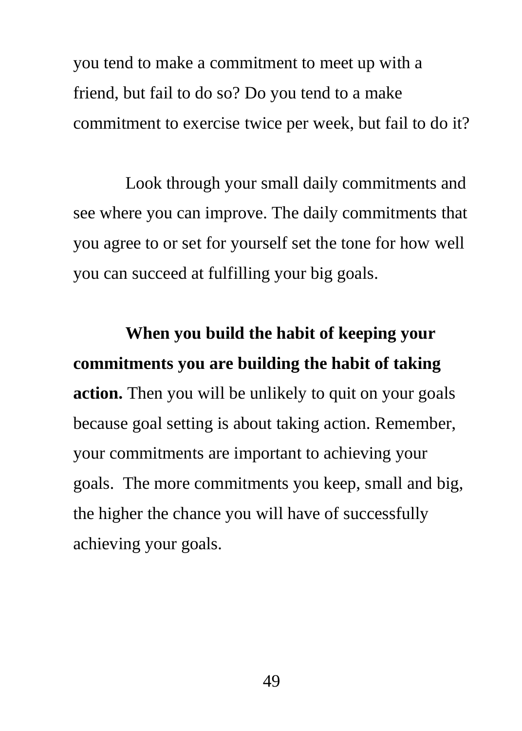you tend to make a commitment to meet up with a friend, but fail to do so? Do you tend to a make commitment to exercise twice per week, but fail to do it?

Look through your small daily commitments and see where you can improve. The daily commitments that you agree to or set for yourself set the tone for how well you can succeed at fulfilling your big goals.

**When you build the habit of keeping your commitments you are building the habit of taking action.** Then you will be unlikely to quit on your goals because goal setting is about taking action. Remember, your commitments are important to achieving your goals. The more commitments you keep, small and big, the higher the chance you will have of successfully achieving your goals.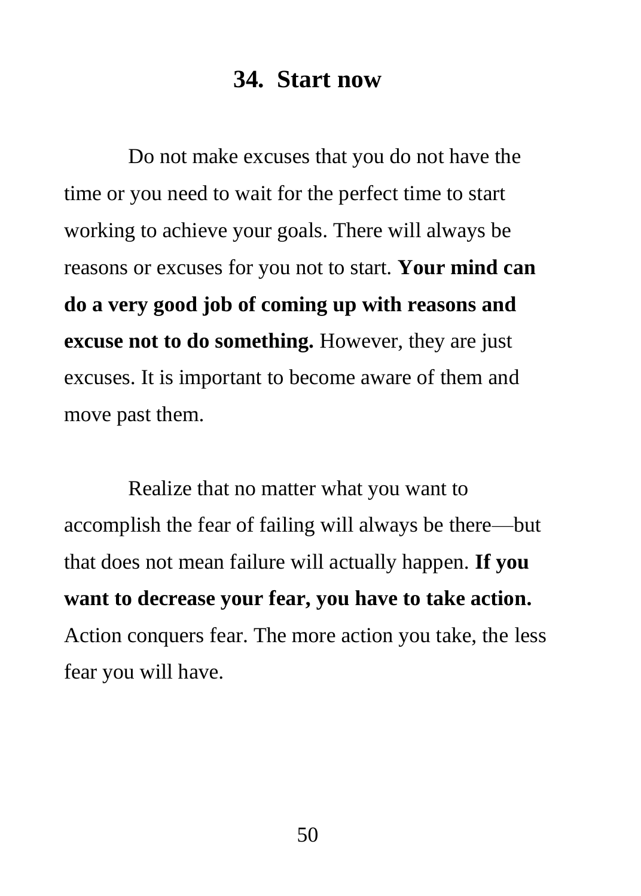## 34. Start now

Do not make excuses that you do not have the time or you need to wait for the perfect time to start working to achieve your goals. There will always be reasons or excuses for you not to start. **Your mind can do a very good job of coming up with reasons and excuse not to do something.** However, they are just excuses. It is important to become aware of them and move past them.

Realize that no matter what you want to accomplish the fear of failing will always be there—but that does not mean failure will actually happen. **If you want to decrease your fear, you have to take action.** Action conquers fear. The more action you take, the less fear you will have.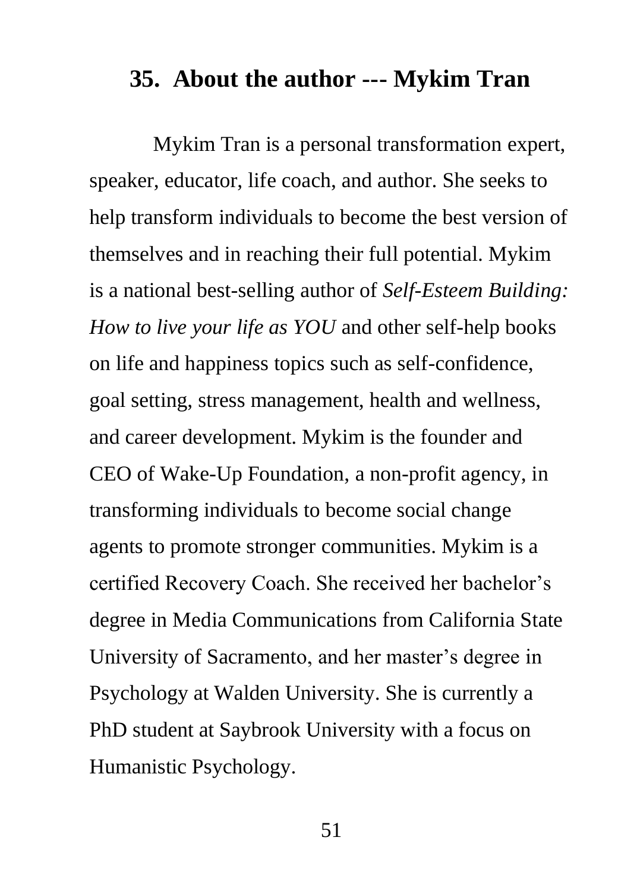## 35. About the author --- Mykim Tran

Mykim Tran is a personal transformation expert, speaker, educator, life coach, and author. She seeks to help transform individuals to become the best version of themselves and in reaching their full potential. Mykim is a national best-selling author of *Self-Esteem Building: How to live your life as YOU* and other self-help books on life and happiness topics such as self-confidence, goal setting, stress management, health and wellness, and career development. Mykim is the founder and CEO of Wake-Up Foundation, a non-profit agency, in transforming individuals to become social change agents to promote stronger communities. Mykim is a certified Recovery Coach. She received her bachelor's degree in Media Communications from California State University of Sacramento, and her master's degree in Psychology at Walden University. She is currently a PhD student at Saybrook University with a focus on Humanistic Psychology.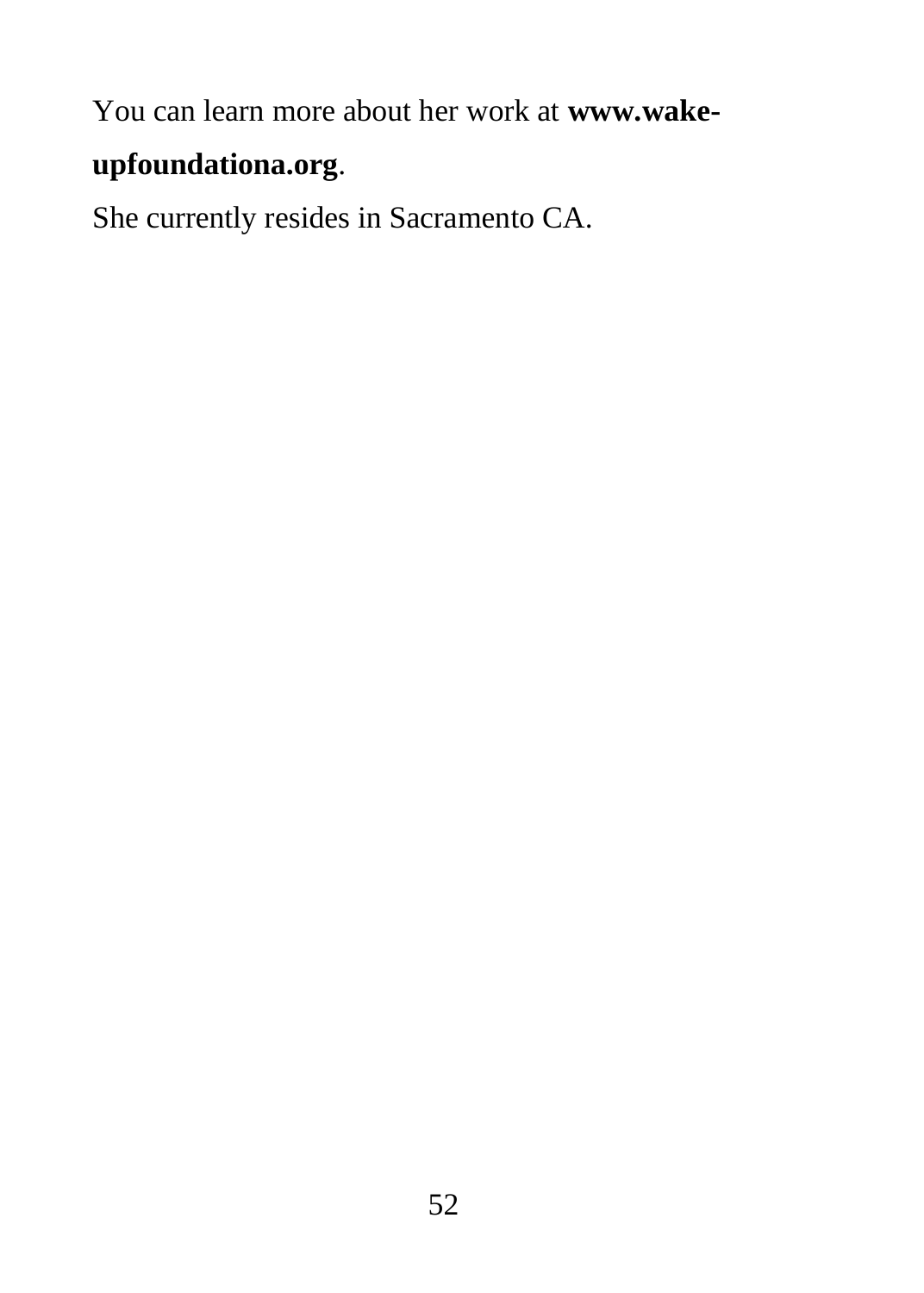You can learn more about her work at **www.wake-upfoundationa.org**.

She currently resides in Sacramento CA.